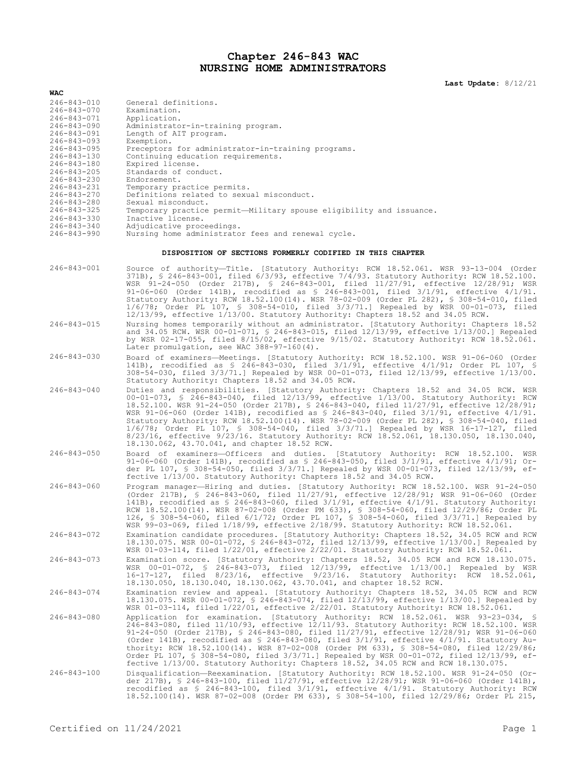# Chapter 246-843 WAC
# NURSING HOME ADMINISTRATORS

**Last Update:** 8/12/21

**WAC**

| | |
|---|---|
| 246-843-010 | General definitions. |
| 246-843-070 | Examination. |
| 246-843-071 | Application. |
| 246-843-090 | Administrator-in-training program. |
| 246-843-091 | Length of AIT program. |
| 246-843-093 | Exemption. |
| 246-843-095 | Preceptors for administrator-in-training programs. |
| 246-843-130 | Continuing education requirements. |
| 246-843-180 | Expired license. |
| 246-843-205 | Standards of conduct. |
| 246-843-230 | Endorsement. |
| 246-843-231 | Temporary practice permits. |
| 246-843-270 | Definitions related to sexual misconduct. |
| 246-843-280 | Sexual misconduct. |
| 246-843-325 | Temporary practice permit—Military spouse eligibility and issuance. |
| 246-843-330 | Inactive license. |
| 246-843-340 | Adjudicative proceedings. |
| 246-843-990 | Nursing home administrator fees and renewal cycle. |

**DISPOSITION OF SECTIONS FORMERLY CODIFIED IN THIS CHAPTER**

246-843-001 Source of authority—Title. [Statutory Authority: RCW 18.52.061. WSR 93-13-004 (Order 371B), § 246-843-001, filed 6/3/93, effective 7/4/93. Statutory Authority: RCW 18.52.100. WSR 91-24-050 (Order 217B), § 246-843-001, filed 11/27/91, effective 12/28/91; WSR 91-06-060 (Order 141B), recodified as § 246-843-001, filed 3/1/91, effective 4/1/91. Statutory Authority: RCW 18.52.100(14). WSR 78-02-009 (Order PL 282), § 308-54-010, filed 1/6/78; Order PL 107, § 308-54-010, filed 3/3/71.] Repealed by WSR 00-01-073, filed 12/13/99, effective 1/13/00. Statutory Authority: Chapters 18.52 and 34.05 RCW.

246-843-015 Nursing homes temporarily without an administrator. [Statutory Authority: Chapters 18.52 and 34.05 RCW. WSR 00-01-071, § 246-843-015, filed 12/13/99, effective 1/13/00.] Repealed by WSR 02-17-055, filed 8/15/02, effective 9/15/02. Statutory Authority: RCW 18.52.061. Later promulgation, see WAC 388-97-160(4).

246-843-030 Board of examiners—Meetings. [Statutory Authority: RCW 18.52.100. WSR 91-06-060 (Order 141B), recodified as § 246-843-030, filed 3/1/91, effective 4/1/91; Order PL 107, § 308-54-030, filed 3/3/71.] Repealed by WSR 00-01-073, filed 12/13/99, effective 1/13/00. Statutory Authority: Chapters 18.52 and 34.05 RCW.

246-843-040 Duties and responsibilities. [Statutory Authority: Chapters 18.52 and 34.05 RCW. WSR 00-01-073, § 246-843-040, filed 12/13/99, effective 1/13/00. Statutory Authority: RCW 18.52.100. WSR 91-24-050 (Order 217B), § 246-843-040, filed 11/27/91, effective 12/28/91; WSR 91-06-060 (Order 141B), recodified as § 246-843-040, filed 3/1/91, effective 4/1/91. Statutory Authority: RCW 18.52.100(14). WSR 78-02-009 (Order PL 282), § 308-54-040, filed 1/6/78; Order PL 107, § 308-54-040, filed 3/3/71.] Repealed by WSR 16-17-127, filed 8/23/16, effective 9/23/16. Statutory Authority: RCW 18.52.061, 18.130.050, 18.130.040, 18.130.062, 43.70.041, and chapter 18.52 RCW.

246-843-050 Board of examiners—Officers and duties. [Statutory Authority: RCW 18.52.100. WSR 91-06-060 (Order 141B), recodified as § 246-843-050, filed 3/1/91, effective 4/1/91; Order PL 107, § 308-54-050, filed 3/3/71.] Repealed by WSR 00-01-073, filed 12/13/99, effective 1/13/00. Statutory Authority: Chapters 18.52 and 34.05 RCW.

246-843-060 Program manager—Hiring and duties. [Statutory Authority: RCW 18.52.100. WSR 91-24-050 (Order 217B), § 246-843-060, filed 11/27/91, effective 12/28/91; WSR 91-06-060 (Order 141B), recodified as § 246-843-060, filed 3/1/91, effective 4/1/91. Statutory Authority: RCW 18.52.100(14). WSR 87-02-008 (Order PM 633), § 308-54-060, filed 12/29/86; Order PL 126, § 308-54-060, filed 6/1/72; Order PL 107, § 308-54-060, filed 3/3/71.] Repealed by WSR 99-03-069, filed 1/18/99, effective 2/18/99. Statutory Authority: RCW 18.52.061.

246-843-072 Examination candidate procedures. [Statutory Authority: Chapters 18.52, 34.05 RCW and RCW 18.130.075. WSR 00-01-072, § 246-843-072, filed 12/13/99, effective 1/13/00.] Repealed by WSR 01-03-114, filed 1/22/01, effective 2/22/01. Statutory Authority: RCW 18.52.061.

246-843-073 Examination score. [Statutory Authority: Chapters 18.52, 34.05 RCW and RCW 18.130.075. WSR 00-01-072, § 246-843-073, filed 12/13/99, effective 1/13/00.] Repealed by WSR 16-17-127, filed 8/23/16, effective 9/23/16. Statutory Authority: RCW 18.52.061, 18.130.050, 18.130.040, 18.130.062, 43.70.041, and chapter 18.52 RCW.

246-843-074 Examination review and appeal. [Statutory Authority: Chapters 18.52, 34.05 RCW and RCW 18.130.075. WSR 00-01-072, § 246-843-074, filed 12/13/99, effective 1/13/00.] Repealed by WSR 01-03-114, filed 1/22/01, effective 2/22/01. Statutory Authority: RCW 18.52.061.

246-843-080 Application for examination. [Statutory Authority: RCW 18.52.061. WSR 93-23-034, § 246-843-080, filed 11/10/93, effective 12/11/93. Statutory Authority: RCW 18.52.100. WSR 91-24-050 (Order 217B), § 246-843-080, filed 11/27/91, effective 12/28/91; WSR 91-06-060 (Order 141B), recodified as § 246-843-080, filed 3/1/91, effective 4/1/91. Statutory Authority: RCW 18.52.100(14). WSR 87-02-008 (Order PM 633), § 308-54-080, filed 12/29/86; Order PL 107, § 308-54-080, filed 3/3/71.] Repealed by WSR 00-01-072, filed 12/13/99, effective 1/13/00. Statutory Authority: Chapters 18.52, 34.05 RCW and RCW 18.130.075.

246-843-100 Disqualification—Reexamination. [Statutory Authority: RCW 18.52.100. WSR 91-24-050 (Order 217B), § 246-843-100, filed 11/27/91, effective 12/28/91; WSR 91-06-060 (Order 141B), recodified as § 246-843-100, filed 3/1/91, effective 4/1/91. Statutory Authority: RCW 18.52.100(14). WSR 87-02-008 (Order PM 633), § 308-54-100, filed 12/29/86; Order PL 215,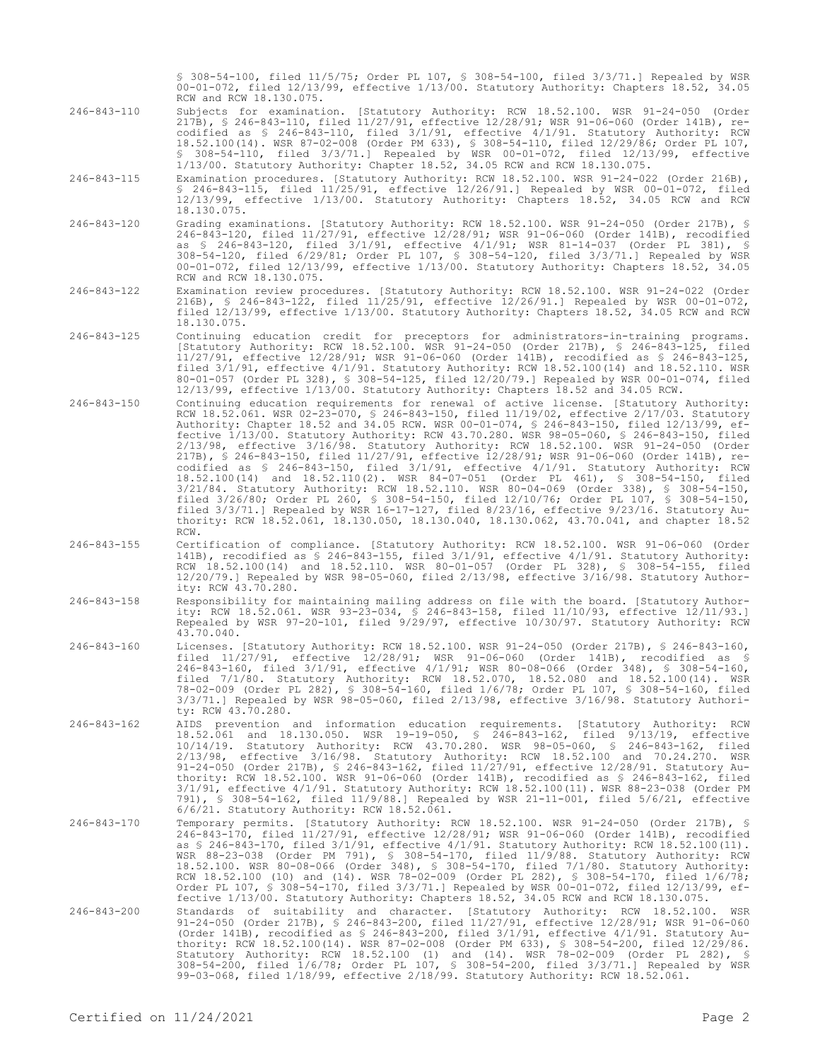§ 308-54-100, filed 11/5/75; Order PL 107, § 308-54-100, filed 3/3/71.] Repealed by WSR 00-01-072, filed 12/13/99, effective 1/13/00. Statutory Authority: Chapters 18.52, 34.05 RCW and RCW 18.130.075.

246-843-110 Subjects for examination. [Statutory Authority: RCW 18.52.100. WSR 91-24-050 (Order 217B), § 246-843-110, filed 11/27/91, effective 12/28/91; WSR 91-06-060 (Order 141B), recodified as § 246-843-110, filed 3/1/91, effective 4/1/91. Statutory Authority: RCW 18.52.100(14). WSR 87-02-008 (Order PM 633), § 308-54-110, filed 12/29/86; Order PL 107, § 308-54-110, filed 3/3/71.] Repealed by WSR 00-01-072, filed 12/13/99, effective 1/13/00. Statutory Authority: Chapter 18.52, 34.05 RCW and RCW 18.130.075.

246-843-115 Examination procedures. [Statutory Authority: RCW 18.52.100. WSR 91-24-022 (Order 216B), § 246-843-115, filed 11/25/91, effective 12/26/91.] Repealed by WSR 00-01-072, filed 12/13/99, effective 1/13/00. Statutory Authority: Chapters 18.52, 34.05 RCW and RCW 18.130.075.

246-843-120 Grading examinations. [Statutory Authority: RCW 18.52.100. WSR 91-24-050 (Order 217B), § 246-843-120, filed 11/27/91, effective 12/28/91; WSR 91-06-060 (Order 141B), recodified as § 246-843-120, filed 3/1/91, effective 4/1/91; WSR 81-14-037 (Order PL 381), § 308-54-120, filed 6/29/81; Order PL 107, § 308-54-120, filed 3/3/71.] Repealed by WSR 00-01-072, filed 12/13/99, effective 1/13/00. Statutory Authority: Chapters 18.52, 34.05 RCW and RCW 18.130.075.

246-843-122 Examination review procedures. [Statutory Authority: RCW 18.52.100. WSR 91-24-022 (Order 216B), § 246-843-122, filed 11/25/91, effective 12/26/91.] Repealed by WSR 00-01-072, filed 12/13/99, effective 1/13/00. Statutory Authority: Chapters 18.52, 34.05 RCW and RCW 18.130.075.

246-843-125 Continuing education credit for preceptors for administrators-in-training programs. [Statutory Authority: RCW 18.52.100. WSR 91-24-050 (Order 217B), § 246-843-125, filed 11/27/91, effective 12/28/91; WSR 91-06-060 (Order 141B), recodified as § 246-843-125, filed 3/1/91, effective 4/1/91. Statutory Authority: RCW 18.52.100(14) and 18.52.110. WSR 80-01-057 (Order PL 328), § 308-54-125, filed 12/20/79.] Repealed by WSR 00-01-074, filed 12/13/99, effective 1/13/00. Statutory Authority: Chapters 18.52 and 34.05 RCW.

246-843-150 Continuing education requirements for renewal of active license. [Statutory Authority: RCW 18.52.061. WSR 02-23-070, § 246-843-150, filed 11/19/02, effective 2/17/03. Statutory Authority: Chapter 18.52 and 34.05 RCW. WSR 00-01-074, § 246-843-150, filed 12/13/99, effective 1/13/00. Statutory Authority: RCW 43.70.280. WSR 98-05-060, § 246-843-150, filed 2/13/98, effective 3/16/98. Statutory Authority: RCW 18.52.100. WSR 91-24-050 (Order 217B), § 246-843-150, filed 11/27/91, effective 12/28/91; WSR 91-06-060 (Order 141B), recodified as § 246-843-150, filed 3/1/91, effective 4/1/91. Statutory Authority: RCW 18.52.100(14) and 18.52.110(2). WSR 84-07-051 (Order PL 461), § 308-54-150, filed 3/21/84. Statutory Authority: RCW 18.52.110. WSR 80-04-069 (Order 338), § 308-54-150, filed 3/26/80; Order PL 260, § 308-54-150, filed 12/10/76; Order PL 107, § 308-54-150, filed 3/3/71.] Repealed by WSR 16-17-127, filed 8/23/16, effective 9/23/16. Statutory Authority: RCW 18.52.061, 18.130.050, 18.130.040, 18.130.062, 43.70.041, and chapter 18.52 RCW.

246-843-155 Certification of compliance. [Statutory Authority: RCW 18.52.100. WSR 91-06-060 (Order 141B), recodified as § 246-843-155, filed 3/1/91, effective 4/1/91. Statutory Authority: RCW 18.52.100(14) and 18.52.110. WSR 80-01-057 (Order PL 328), § 308-54-155, filed 12/20/79.] Repealed by WSR 98-05-060, filed 2/13/98, effective 3/16/98. Statutory Authority: RCW 43.70.280.

246-843-158 Responsibility for maintaining mailing address on file with the board. [Statutory Authority: RCW 18.52.061. WSR 93-23-034, § 246-843-158, filed 11/10/93, effective 12/11/93.] Repealed by WSR 97-20-101, filed 9/29/97, effective 10/30/97. Statutory Authority: RCW 43.70.040.

246-843-160 Licenses. [Statutory Authority: RCW 18.52.100. WSR 91-24-050 (Order 217B), § 246-843-160, filed 11/27/91, effective 12/28/91; WSR 91-06-060 (Order 141B), recodified as § 246-843-160, filed 3/1/91, effective 4/1/91; WSR 80-08-066 (Order 348), § 308-54-160, filed 7/1/80. Statutory Authority: RCW 18.52.070, 18.52.080 and 18.52.100(14). WSR 78-02-009 (Order PL 282), § 308-54-160, filed 1/6/78; Order PL 107, § 308-54-160, filed 3/3/71.] Repealed by WSR 98-05-060, filed 2/13/98, effective 3/16/98. Statutory Authority: RCW 43.70.280.

246-843-162 AIDS prevention and information education requirements. [Statutory Authority: RCW 18.52.061 and 18.130.050. WSR 19-19-050, § 246-843-162, filed 9/13/19, effective 10/14/19. Statutory Authority: RCW 43.70.280. WSR 98-05-060, § 246-843-162, filed 2/13/98, effective 3/16/98. Statutory Authority: RCW 18.52.100 and 70.24.270. WSR 91-24-050 (Order 217B), § 246-843-162, filed 11/27/91, effective 12/28/91. Statutory Authority: RCW 18.52.100. WSR 91-06-060 (Order 141B), recodified as § 246-843-162, filed 3/1/91, effective 4/1/91. Statutory Authority: RCW 18.52.100(11). WSR 88-23-038 (Order PM 791), § 308-54-162, filed 11/9/88.] Repealed by WSR 21-11-001, filed 5/6/21, effective 6/6/21. Statutory Authority: RCW 18.52.061.

246-843-170 Temporary permits. [Statutory Authority: RCW 18.52.100. WSR 91-24-050 (Order 217B), § 246-843-170, filed 11/27/91, effective 12/28/91; WSR 91-06-060 (Order 141B), recodified as § 246-843-170, filed 3/1/91, effective 4/1/91. Statutory Authority: RCW 18.52.100(11). WSR 88-23-038 (Order PM 791), § 308-54-170, filed 11/9/88. Statutory Authority: RCW 18.52.100. WSR 80-08-066 (Order 348), § 308-54-170, filed 7/1/80. Statutory Authority: RCW 18.52.100 (10) and (14). WSR 78-02-009 (Order PL 282), § 308-54-170, filed 1/6/78; Order PL 107, § 308-54-170, filed 3/3/71.] Repealed by WSR 00-01-072, filed 12/13/99, effective 1/13/00. Statutory Authority: Chapters 18.52, 34.05 RCW and RCW 18.130.075.

246-843-200 Standards of suitability and character. [Statutory Authority: RCW 18.52.100. WSR 91-24-050 (Order 217B), § 246-843-200, filed 11/27/91, effective 12/28/91; WSR 91-06-060 (Order 141B), recodified as § 246-843-200, filed 3/1/91, effective 4/1/91. Statutory Authority: RCW 18.52.100(14). WSR 87-02-008 (Order PM 633), § 308-54-200, filed 12/29/86. Statutory Authority: RCW 18.52.100 (1) and (14). WSR 78-02-009 (Order PL 282), § 308-54-200, filed 1/6/78; Order PL 107, § 308-54-200, filed 3/3/71.] Repealed by WSR 99-03-068, filed 1/18/99, effective 2/18/99. Statutory Authority: RCW 18.52.061.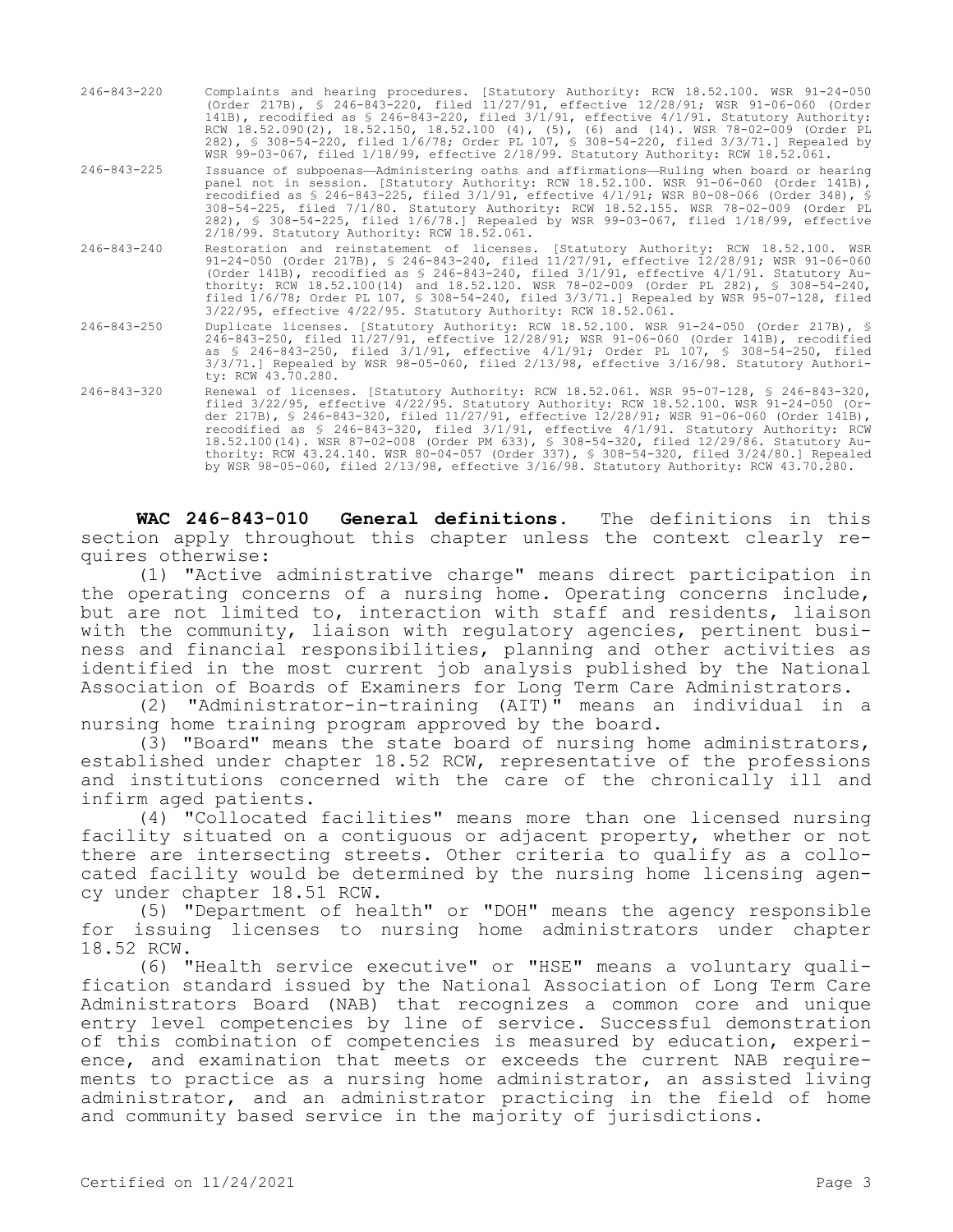246-843-220 Complaints and hearing procedures. [Statutory Authority: RCW 18.52.100. WSR 91-24-050 (Order 217B), § 246-843-220, filed 11/27/91, effective 12/28/91; WSR 91-06-060 (Order 141B), recodified as § 246-843-220, filed 3/1/91, effective 4/1/91. Statutory Authority: RCW 18.52.090(2), 18.52.150, 18.52.100 (4), (5), (6) and (14). WSR 78-02-009 (Order PL 282), § 308-54-220, filed 1/6/78; Order PL 107, § 308-54-220, filed 3/3/71.] Repealed by WSR 99-03-067, filed 1/18/99, effective 2/18/99. Statutory Authority: RCW 18.52.061.

246-843-225 Issuance of subpoenas—Administering oaths and affirmations—Ruling when board or hearing panel not in session. [Statutory Authority: RCW 18.52.100. WSR 91-06-060 (Order 141B), recodified as § 246-843-225, filed 3/1/91, effective 4/1/91; WSR 80-08-066 (Order 348), § 308-54-225, filed 7/1/80. Statutory Authority: RCW 18.52.155. WSR 78-02-009 (Order PL 282), § 308-54-225, filed 1/6/78.] Repealed by WSR 99-03-067, filed 1/18/99, effective 2/18/99. Statutory Authority: RCW 18.52.061.

246-843-240 Restoration and reinstatement of licenses. [Statutory Authority: RCW 18.52.100. WSR 91-24-050 (Order 217B), § 246-843-240, filed 11/27/91, effective 12/28/91; WSR 91-06-060 (Order 141B), recodified as § 246-843-240, filed 3/1/91, effective 4/1/91. Statutory Authority: RCW 18.52.100(14) and 18.52.120. WSR 78-02-009 (Order PL 282), § 308-54-240, filed 1/6/78; Order PL 107, § 308-54-240, filed 3/3/71.] Repealed by WSR 95-07-128, filed 3/22/95, effective 4/22/95. Statutory Authority: RCW 18.52.061.

246-843-250 Duplicate licenses. [Statutory Authority: RCW 18.52.100. WSR 91-24-050 (Order 217B), § 246-843-250, filed 11/27/91, effective 12/28/91; WSR 91-06-060 (Order 141B), recodified as § 246-843-250, filed 3/1/91, effective 4/1/91; Order PL 107, § 308-54-250, filed 3/3/71.] Repealed by WSR 98-05-060, filed 2/13/98, effective 3/16/98. Statutory Authority: RCW 43.70.280.

246-843-320 Renewal of licenses. [Statutory Authority: RCW 18.52.061. WSR 95-07-128, § 246-843-320, filed 3/22/95, effective 4/22/95. Statutory Authority: RCW 18.52.100. WSR 91-24-050 (Order 217B), § 246-843-320, filed 11/27/91, effective 12/28/91; WSR 91-06-060 (Order 141B), recodified as § 246-843-320, filed 3/1/91, effective 4/1/91. Statutory Authority: RCW 18.52.100(14). WSR 87-02-008 (Order PM 633), § 308-54-320, filed 12/29/86. Statutory Authority: RCW 43.24.140. WSR 80-04-057 (Order 337), § 308-54-320, filed 3/24/80.] Repealed by WSR 98-05-060, filed 2/13/98, effective 3/16/98. Statutory Authority: RCW 43.70.280.

**WAC 246-843-010 General definitions.** The definitions in this section apply throughout this chapter unless the context clearly requires otherwise:

(1) "Active administrative charge" means direct participation in the operating concerns of a nursing home. Operating concerns include, but are not limited to, interaction with staff and residents, liaison with the community, liaison with regulatory agencies, pertinent business and financial responsibilities, planning and other activities as identified in the most current job analysis published by the National Association of Boards of Examiners for Long Term Care Administrators.

(2) "Administrator-in-training (AIT)" means an individual in a nursing home training program approved by the board.

(3) "Board" means the state board of nursing home administrators, established under chapter 18.52 RCW, representative of the professions and institutions concerned with the care of the chronically ill and infirm aged patients.

(4) "Collocated facilities" means more than one licensed nursing facility situated on a contiguous or adjacent property, whether or not there are intersecting streets. Other criteria to qualify as a collocated facility would be determined by the nursing home licensing agency under chapter 18.51 RCW.

(5) "Department of health" or "DOH" means the agency responsible for issuing licenses to nursing home administrators under chapter 18.52 RCW.

(6) "Health service executive" or "HSE" means a voluntary qualification standard issued by the National Association of Long Term Care Administrators Board (NAB) that recognizes a common core and unique entry level competencies by line of service. Successful demonstration of this combination of competencies is measured by education, experience, and examination that meets or exceeds the current NAB requirements to practice as a nursing home administrator, an assisted living administrator, and an administrator practicing in the field of home and community based service in the majority of jurisdictions.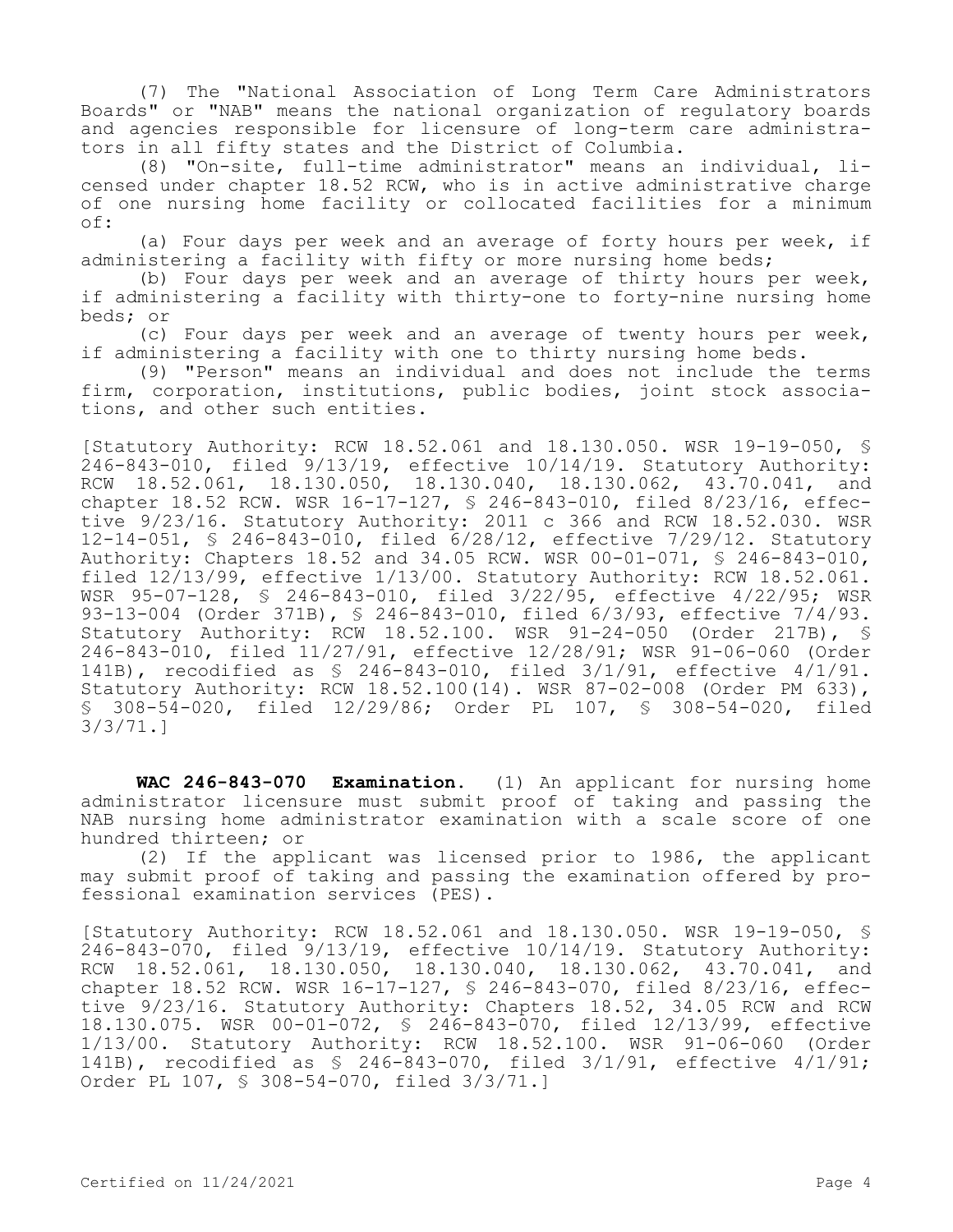(7) The "National Association of Long Term Care Administrators Boards" or "NAB" means the national organization of regulatory boards and agencies responsible for licensure of long-term care administrators in all fifty states and the District of Columbia.

(8) "On-site, full-time administrator" means an individual, licensed under chapter 18.52 RCW, who is in active administrative charge of one nursing home facility or collocated facilities for a minimum of:

(a) Four days per week and an average of forty hours per week, if administering a facility with fifty or more nursing home beds;

(b) Four days per week and an average of thirty hours per week, if administering a facility with thirty-one to forty-nine nursing home beds; or

(c) Four days per week and an average of twenty hours per week, if administering a facility with one to thirty nursing home beds.

(9) "Person" means an individual and does not include the terms firm, corporation, institutions, public bodies, joint stock associations, and other such entities.

[Statutory Authority: RCW 18.52.061 and 18.130.050. WSR 19-19-050, § 246-843-010, filed 9/13/19, effective 10/14/19. Statutory Authority: RCW 18.52.061, 18.130.050, 18.130.040, 18.130.062, 43.70.041, and chapter 18.52 RCW. WSR 16-17-127, § 246-843-010, filed 8/23/16, effective 9/23/16. Statutory Authority: 2011 c 366 and RCW 18.52.030. WSR 12-14-051, § 246-843-010, filed 6/28/12, effective 7/29/12. Statutory Authority: Chapters 18.52 and 34.05 RCW. WSR 00-01-071, § 246-843-010, filed 12/13/99, effective 1/13/00. Statutory Authority: RCW 18.52.061. WSR 95-07-128, § 246-843-010, filed 3/22/95, effective 4/22/95; WSR 93-13-004 (Order 371B), § 246-843-010, filed 6/3/93, effective 7/4/93. Statutory Authority: RCW 18.52.100. WSR 91-24-050 (Order 217B), § 246-843-010, filed 11/27/91, effective 12/28/91; WSR 91-06-060 (Order 141B), recodified as § 246-843-010, filed 3/1/91, effective 4/1/91. Statutory Authority: RCW 18.52.100(14). WSR 87-02-008 (Order PM 633), § 308-54-020, filed 12/29/86; Order PL 107, § 308-54-020, filed 3/3/71.]

**WAC 246-843-070 Examination.** (1) An applicant for nursing home administrator licensure must submit proof of taking and passing the NAB nursing home administrator examination with a scale score of one hundred thirteen; or

(2) If the applicant was licensed prior to 1986, the applicant may submit proof of taking and passing the examination offered by professional examination services (PES).

[Statutory Authority: RCW 18.52.061 and 18.130.050. WSR 19-19-050, § 246-843-070, filed 9/13/19, effective 10/14/19. Statutory Authority: RCW 18.52.061, 18.130.050, 18.130.040, 18.130.062, 43.70.041, and chapter 18.52 RCW. WSR 16-17-127, § 246-843-070, filed 8/23/16, effective 9/23/16. Statutory Authority: Chapters 18.52, 34.05 RCW and RCW 18.130.075. WSR 00-01-072, § 246-843-070, filed 12/13/99, effective 1/13/00. Statutory Authority: RCW 18.52.100. WSR 91-06-060 (Order 141B), recodified as § 246-843-070, filed 3/1/91, effective 4/1/91; Order PL 107, § 308-54-070, filed 3/3/71.]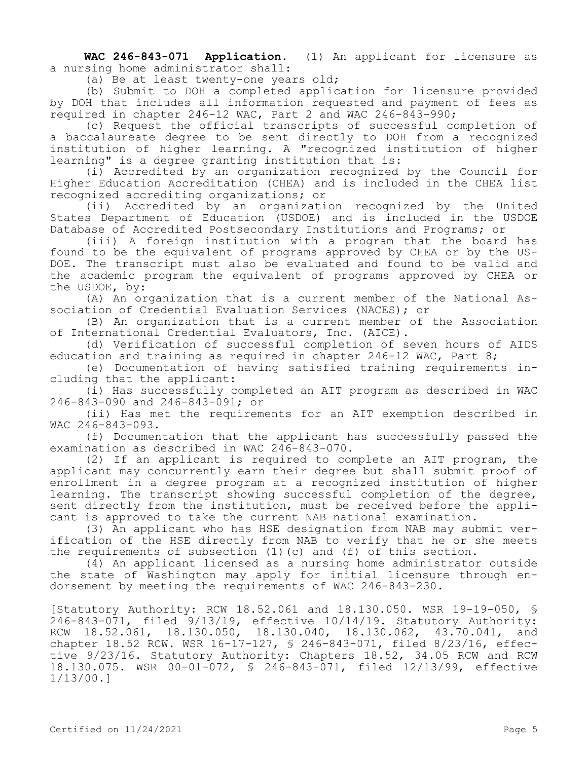**WAC 246-843-071 Application.** (1) An applicant for licensure as a nursing home administrator shall:

(a) Be at least twenty-one years old;

(b) Submit to DOH a completed application for licensure provided by DOH that includes all information requested and payment of fees as required in chapter 246-12 WAC, Part 2 and WAC 246-843-990;

(c) Request the official transcripts of successful completion of a baccalaureate degree to be sent directly to DOH from a recognized institution of higher learning. A "recognized institution of higher learning" is a degree granting institution that is:

(i) Accredited by an organization recognized by the Council for Higher Education Accreditation (CHEA) and is included in the CHEA list recognized accrediting organizations; or

(ii) Accredited by an organization recognized by the United States Department of Education (USDOE) and is included in the USDOE Database of Accredited Postsecondary Institutions and Programs; or

(iii) A foreign institution with a program that the board has found to be the equivalent of programs approved by CHEA or by the USDOE. The transcript must also be evaluated and found to be valid and the academic program the equivalent of programs approved by CHEA or the USDOE, by:

(A) An organization that is a current member of the National Association of Credential Evaluation Services (NACES); or

(B) An organization that is a current member of the Association of International Credential Evaluators, Inc. (AICE).

(d) Verification of successful completion of seven hours of AIDS education and training as required in chapter 246-12 WAC, Part 8;

(e) Documentation of having satisfied training requirements including that the applicant:

(i) Has successfully completed an AIT program as described in WAC 246-843-090 and 246-843-091; or

(ii) Has met the requirements for an AIT exemption described in WAC 246-843-093.

(f) Documentation that the applicant has successfully passed the examination as described in WAC 246-843-070.

(2) If an applicant is required to complete an AIT program, the applicant may concurrently earn their degree but shall submit proof of enrollment in a degree program at a recognized institution of higher learning. The transcript showing successful completion of the degree, sent directly from the institution, must be received before the applicant is approved to take the current NAB national examination.

(3) An applicant who has HSE designation from NAB may submit verification of the HSE directly from NAB to verify that he or she meets the requirements of subsection (1)(c) and (f) of this section.

(4) An applicant licensed as a nursing home administrator outside the state of Washington may apply for initial licensure through endorsement by meeting the requirements of WAC 246-843-230.

[Statutory Authority: RCW 18.52.061 and 18.130.050. WSR 19-19-050, § 246-843-071, filed 9/13/19, effective 10/14/19. Statutory Authority: RCW 18.52.061, 18.130.050, 18.130.040, 18.130.062, 43.70.041, and chapter 18.52 RCW. WSR 16-17-127, § 246-843-071, filed 8/23/16, effective 9/23/16. Statutory Authority: Chapters 18.52, 34.05 RCW and RCW 18.130.075. WSR 00-01-072, § 246-843-071, filed 12/13/99, effective 1/13/00.]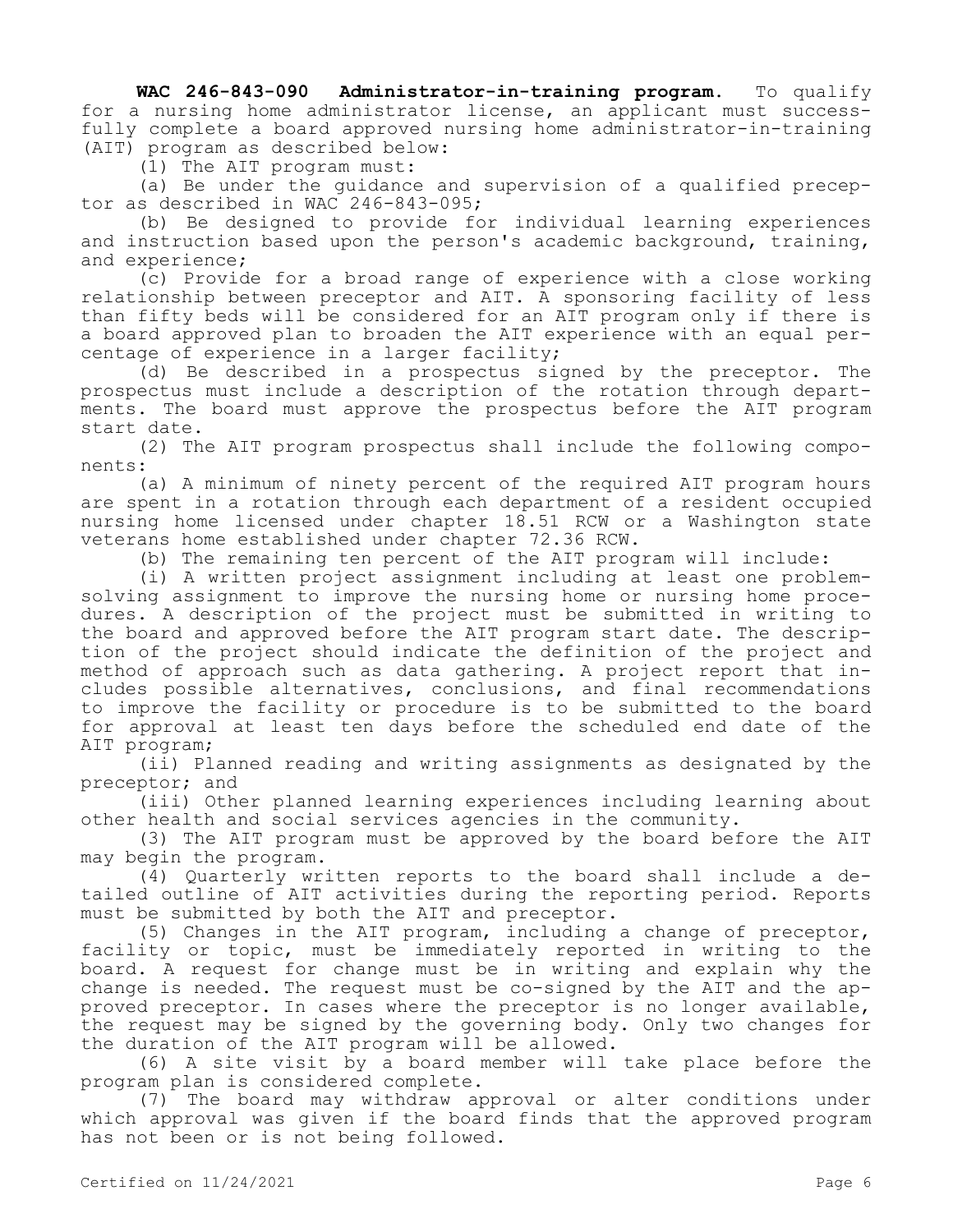**WAC 246-843-090 Administrator-in-training program.** To qualify for a nursing home administrator license, an applicant must successfully complete a board approved nursing home administrator-in-training (AIT) program as described below:

(1) The AIT program must:

(a) Be under the guidance and supervision of a qualified preceptor as described in WAC 246-843-095;

(b) Be designed to provide for individual learning experiences and instruction based upon the person's academic background, training, and experience;

(c) Provide for a broad range of experience with a close working relationship between preceptor and AIT. A sponsoring facility of less than fifty beds will be considered for an AIT program only if there is a board approved plan to broaden the AIT experience with an equal percentage of experience in a larger facility;

(d) Be described in a prospectus signed by the preceptor. The prospectus must include a description of the rotation through departments. The board must approve the prospectus before the AIT program start date.

(2) The AIT program prospectus shall include the following components:

(a) A minimum of ninety percent of the required AIT program hours are spent in a rotation through each department of a resident occupied nursing home licensed under chapter 18.51 RCW or a Washington state veterans home established under chapter 72.36 RCW.

(b) The remaining ten percent of the AIT program will include:

(i) A written project assignment including at least one problem-solving assignment to improve the nursing home or nursing home procedures. A description of the project must be submitted in writing to the board and approved before the AIT program start date. The description of the project should indicate the definition of the project and method of approach such as data gathering. A project report that includes possible alternatives, conclusions, and final recommendations to improve the facility or procedure is to be submitted to the board for approval at least ten days before the scheduled end date of the AIT program;

(ii) Planned reading and writing assignments as designated by the preceptor; and

(iii) Other planned learning experiences including learning about other health and social services agencies in the community.

(3) The AIT program must be approved by the board before the AIT may begin the program.

(4) Quarterly written reports to the board shall include a detailed outline of AIT activities during the reporting period. Reports must be submitted by both the AIT and preceptor.

(5) Changes in the AIT program, including a change of preceptor, facility or topic, must be immediately reported in writing to the board. A request for change must be in writing and explain why the change is needed. The request must be co-signed by the AIT and the approved preceptor. In cases where the preceptor is no longer available, the request may be signed by the governing body. Only two changes for the duration of the AIT program will be allowed.

(6) A site visit by a board member will take place before the program plan is considered complete.

(7) The board may withdraw approval or alter conditions under which approval was given if the board finds that the approved program has not been or is not being followed.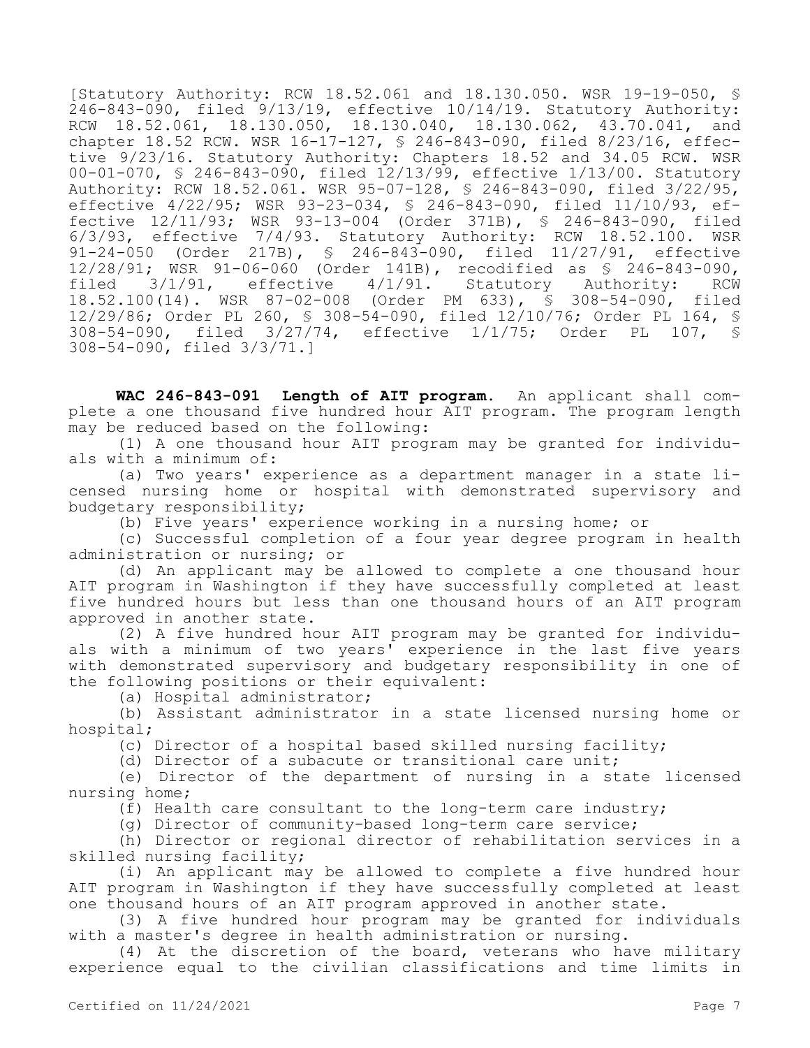[Statutory Authority: RCW 18.52.061 and 18.130.050. WSR 19-19-050, § 246-843-090, filed 9/13/19, effective 10/14/19. Statutory Authority: RCW 18.52.061, 18.130.050, 18.130.040, 18.130.062, 43.70.041, and chapter 18.52 RCW. WSR 16-17-127, § 246-843-090, filed 8/23/16, effective 9/23/16. Statutory Authority: Chapters 18.52 and 34.05 RCW. WSR 00-01-070, § 246-843-090, filed 12/13/99, effective 1/13/00. Statutory Authority: RCW 18.52.061. WSR 95-07-128, § 246-843-090, filed 3/22/95, effective 4/22/95; WSR 93-23-034, § 246-843-090, filed 11/10/93, effective 12/11/93; WSR 93-13-004 (Order 371B), § 246-843-090, filed 6/3/93, effective 7/4/93. Statutory Authority: RCW 18.52.100. WSR 91-24-050 (Order 217B), § 246-843-090, filed 11/27/91, effective 12/28/91; WSR 91-06-060 (Order 141B), recodified as § 246-843-090, filed 3/1/91, effective 4/1/91. Statutory Authority: RCW 18.52.100(14). WSR 87-02-008 (Order PM 633), § 308-54-090, filed 12/29/86; Order PL 260, § 308-54-090, filed 12/10/76; Order PL 164, § 308-54-090, filed 3/27/74, effective 1/1/75; Order PL 107, § 308-54-090, filed 3/3/71.]

**WAC 246-843-091 Length of AIT program.** An applicant shall complete a one thousand five hundred hour AIT program. The program length may be reduced based on the following:

(1) A one thousand hour AIT program may be granted for individuals with a minimum of:

(a) Two years' experience as a department manager in a state licensed nursing home or hospital with demonstrated supervisory and budgetary responsibility;

(b) Five years' experience working in a nursing home; or

(c) Successful completion of a four year degree program in health administration or nursing; or

(d) An applicant may be allowed to complete a one thousand hour AIT program in Washington if they have successfully completed at least five hundred hours but less than one thousand hours of an AIT program approved in another state.

(2) A five hundred hour AIT program may be granted for individuals with a minimum of two years' experience in the last five years with demonstrated supervisory and budgetary responsibility in one of the following positions or their equivalent:

(a) Hospital administrator;

(b) Assistant administrator in a state licensed nursing home or hospital;

(c) Director of a hospital based skilled nursing facility;

(d) Director of a subacute or transitional care unit;

(e) Director of the department of nursing in a state licensed nursing home;

(f) Health care consultant to the long-term care industry;

(g) Director of community-based long-term care service;

(h) Director or regional director of rehabilitation services in a skilled nursing facility;

(i) An applicant may be allowed to complete a five hundred hour AIT program in Washington if they have successfully completed at least one thousand hours of an AIT program approved in another state.

(3) A five hundred hour program may be granted for individuals with a master's degree in health administration or nursing.

(4) At the discretion of the board, veterans who have military experience equal to the civilian classifications and time limits in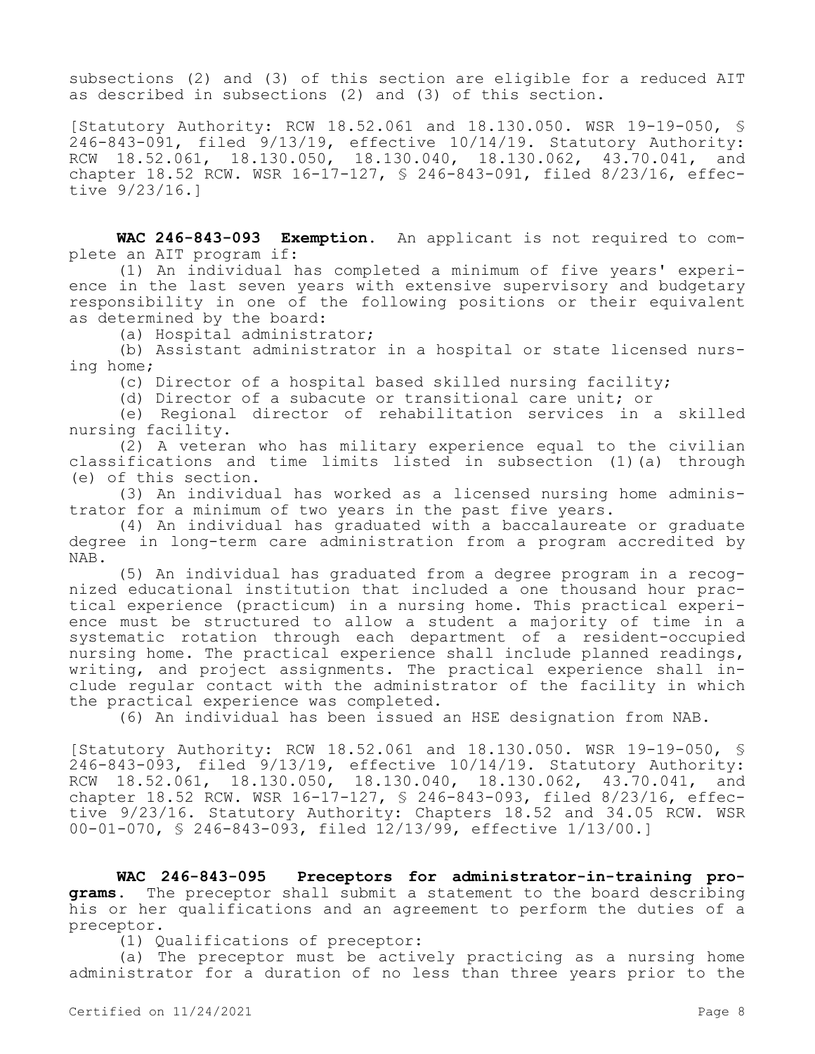subsections (2) and (3) of this section are eligible for a reduced AIT as described in subsections (2) and (3) of this section.

[Statutory Authority: RCW 18.52.061 and 18.130.050. WSR 19-19-050, § 246-843-091, filed 9/13/19, effective 10/14/19. Statutory Authority: RCW 18.52.061, 18.130.050, 18.130.040, 18.130.062, 43.70.041, and chapter 18.52 RCW. WSR 16-17-127, § 246-843-091, filed 8/23/16, effective 9/23/16.]

**WAC 246-843-093 Exemption.** An applicant is not required to complete an AIT program if:

(1) An individual has completed a minimum of five years' experience in the last seven years with extensive supervisory and budgetary responsibility in one of the following positions or their equivalent as determined by the board:

(a) Hospital administrator;

(b) Assistant administrator in a hospital or state licensed nursing home;

(c) Director of a hospital based skilled nursing facility;

(d) Director of a subacute or transitional care unit; or

(e) Regional director of rehabilitation services in a skilled nursing facility.

(2) A veteran who has military experience equal to the civilian classifications and time limits listed in subsection (1)(a) through (e) of this section.

(3) An individual has worked as a licensed nursing home administrator for a minimum of two years in the past five years.

(4) An individual has graduated with a baccalaureate or graduate degree in long-term care administration from a program accredited by NAB.

(5) An individual has graduated from a degree program in a recognized educational institution that included a one thousand hour practical experience (practicum) in a nursing home. This practical experience must be structured to allow a student a majority of time in a systematic rotation through each department of a resident-occupied nursing home. The practical experience shall include planned readings, writing, and project assignments. The practical experience shall include regular contact with the administrator of the facility in which the practical experience was completed.

(6) An individual has been issued an HSE designation from NAB.

[Statutory Authority: RCW 18.52.061 and 18.130.050. WSR 19-19-050, § 246-843-093, filed 9/13/19, effective 10/14/19. Statutory Authority: RCW 18.52.061, 18.130.050, 18.130.040, 18.130.062, 43.70.041, and chapter 18.52 RCW. WSR 16-17-127, § 246-843-093, filed 8/23/16, effective 9/23/16. Statutory Authority: Chapters 18.52 and 34.05 RCW. WSR 00-01-070, § 246-843-093, filed 12/13/99, effective 1/13/00.]

**WAC 246-843-095 Preceptors for administrator-in-training programs.** The preceptor shall submit a statement to the board describing his or her qualifications and an agreement to perform the duties of a preceptor.

(1) Qualifications of preceptor:

(a) The preceptor must be actively practicing as a nursing home administrator for a duration of no less than three years prior to the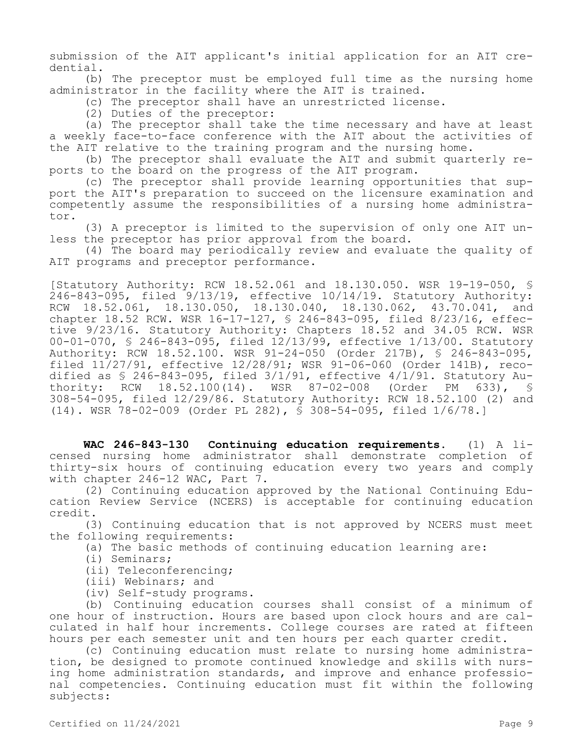submission of the AIT applicant's initial application for an AIT credential.

(b) The preceptor must be employed full time as the nursing home administrator in the facility where the AIT is trained.

(c) The preceptor shall have an unrestricted license.

(2) Duties of the preceptor:

(a) The preceptor shall take the time necessary and have at least a weekly face-to-face conference with the AIT about the activities of the AIT relative to the training program and the nursing home.

(b) The preceptor shall evaluate the AIT and submit quarterly reports to the board on the progress of the AIT program.

(c) The preceptor shall provide learning opportunities that support the AIT's preparation to succeed on the licensure examination and competently assume the responsibilities of a nursing home administrator.

(3) A preceptor is limited to the supervision of only one AIT unless the preceptor has prior approval from the board.

(4) The board may periodically review and evaluate the quality of AIT programs and preceptor performance.

[Statutory Authority: RCW 18.52.061 and 18.130.050. WSR 19-19-050, § 246-843-095, filed 9/13/19, effective 10/14/19. Statutory Authority: RCW 18.52.061, 18.130.050, 18.130.040, 18.130.062, 43.70.041, and chapter 18.52 RCW. WSR 16-17-127, § 246-843-095, filed 8/23/16, effective 9/23/16. Statutory Authority: Chapters 18.52 and 34.05 RCW. WSR 00-01-070, § 246-843-095, filed 12/13/99, effective 1/13/00. Statutory Authority: RCW 18.52.100. WSR 91-24-050 (Order 217B), § 246-843-095, filed 11/27/91, effective 12/28/91; WSR 91-06-060 (Order 141B), recodified as § 246-843-095, filed 3/1/91, effective 4/1/91. Statutory Authority: RCW 18.52.100(14). WSR 87-02-008 (Order PM 633), § 308-54-095, filed 12/29/86. Statutory Authority: RCW 18.52.100 (2) and (14). WSR 78-02-009 (Order PL 282), § 308-54-095, filed 1/6/78.]

**WAC 246-843-130 Continuing education requirements.** (1) A licensed nursing home administrator shall demonstrate completion of thirty-six hours of continuing education every two years and comply with chapter 246-12 WAC, Part 7.

(2) Continuing education approved by the National Continuing Education Review Service (NCERS) is acceptable for continuing education credit.

(3) Continuing education that is not approved by NCERS must meet the following requirements:

(a) The basic methods of continuing education learning are:

(i) Seminars;

(ii) Teleconferencing;

(iii) Webinars; and

(iv) Self-study programs.

(b) Continuing education courses shall consist of a minimum of one hour of instruction. Hours are based upon clock hours and are calculated in half hour increments. College courses are rated at fifteen hours per each semester unit and ten hours per each quarter credit.

(c) Continuing education must relate to nursing home administration, be designed to promote continued knowledge and skills with nursing home administration standards, and improve and enhance professional competencies. Continuing education must fit within the following subjects: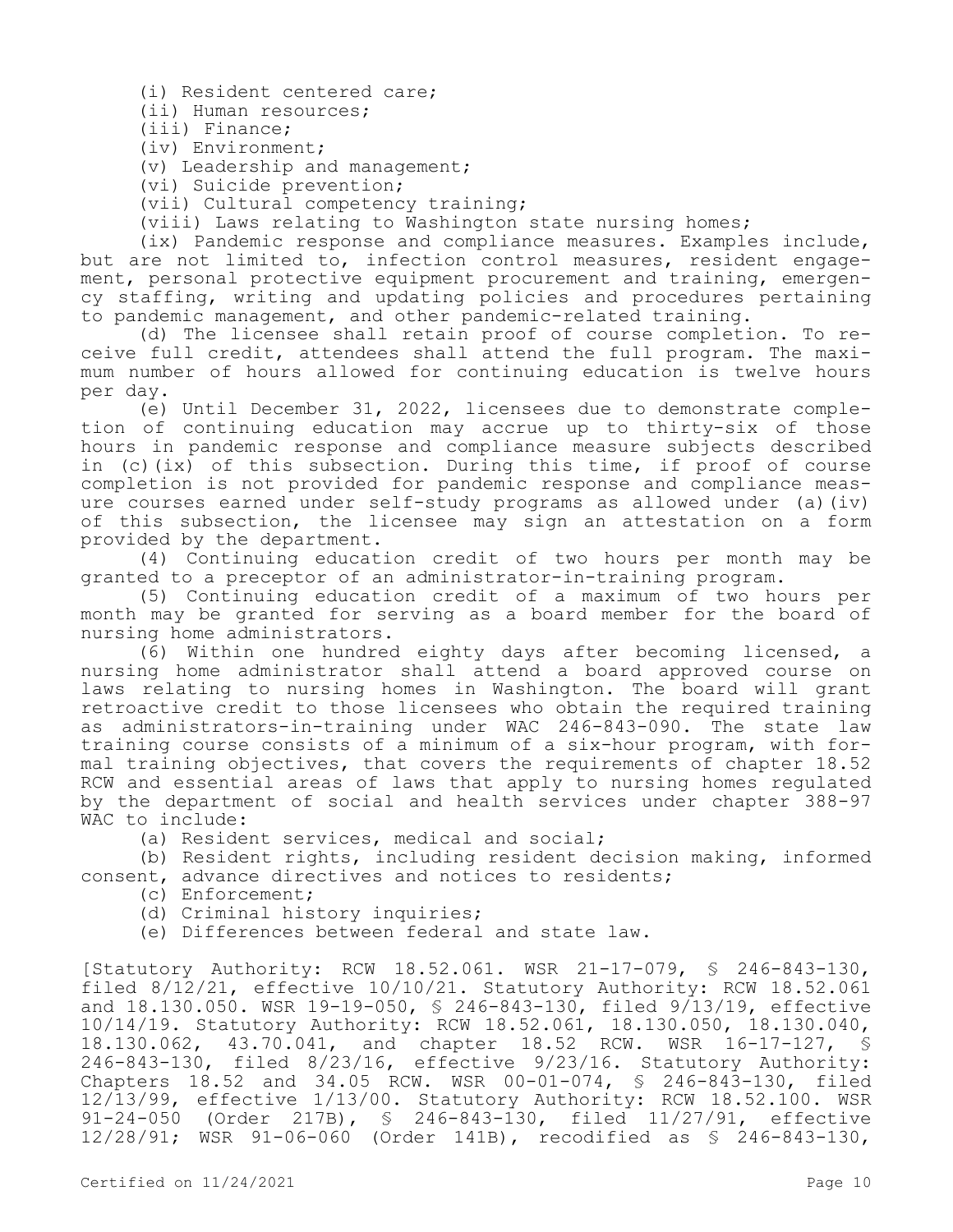(i) Resident centered care;

(ii) Human resources;

(iii) Finance;

(iv) Environment;

(v) Leadership and management;

(vi) Suicide prevention;

(vii) Cultural competency training;

(viii) Laws relating to Washington state nursing homes;

(ix) Pandemic response and compliance measures. Examples include, but are not limited to, infection control measures, resident engagement, personal protective equipment procurement and training, emergency staffing, writing and updating policies and procedures pertaining to pandemic management, and other pandemic-related training.

(d) The licensee shall retain proof of course completion. To receive full credit, attendees shall attend the full program. The maximum number of hours allowed for continuing education is twelve hours per day.

(e) Until December 31, 2022, licensees due to demonstrate completion of continuing education may accrue up to thirty-six of those hours in pandemic response and compliance measure subjects described in (c)(ix) of this subsection. During this time, if proof of course completion is not provided for pandemic response and compliance measure courses earned under self-study programs as allowed under (a)(iv) of this subsection, the licensee may sign an attestation on a form provided by the department.

(4) Continuing education credit of two hours per month may be granted to a preceptor of an administrator-in-training program.

(5) Continuing education credit of a maximum of two hours per month may be granted for serving as a board member for the board of nursing home administrators.

(6) Within one hundred eighty days after becoming licensed, a nursing home administrator shall attend a board approved course on laws relating to nursing homes in Washington. The board will grant retroactive credit to those licensees who obtain the required training as administrators-in-training under WAC 246-843-090. The state law training course consists of a minimum of a six-hour program, with formal training objectives, that covers the requirements of chapter 18.52 RCW and essential areas of laws that apply to nursing homes regulated by the department of social and health services under chapter 388-97 WAC to include:

(a) Resident services, medical and social;

(b) Resident rights, including resident decision making, informed consent, advance directives and notices to residents;

(c) Enforcement;

(d) Criminal history inquiries;

(e) Differences between federal and state law.

[Statutory Authority: RCW 18.52.061. WSR 21-17-079, § 246-843-130, filed 8/12/21, effective 10/10/21. Statutory Authority: RCW 18.52.061 and 18.130.050. WSR 19-19-050, § 246-843-130, filed 9/13/19, effective 10/14/19. Statutory Authority: RCW 18.52.061, 18.130.050, 18.130.040, 18.130.062, 43.70.041, and chapter 18.52 RCW. WSR 16-17-127, § 246-843-130, filed 8/23/16, effective 9/23/16. Statutory Authority: Chapters 18.52 and 34.05 RCW. WSR 00-01-074, § 246-843-130, filed 12/13/99, effective 1/13/00. Statutory Authority: RCW 18.52.100. WSR 91-24-050 (Order 217B), § 246-843-130, filed 11/27/91, effective 12/28/91; WSR 91-06-060 (Order 141B), recodified as § 246-843-130,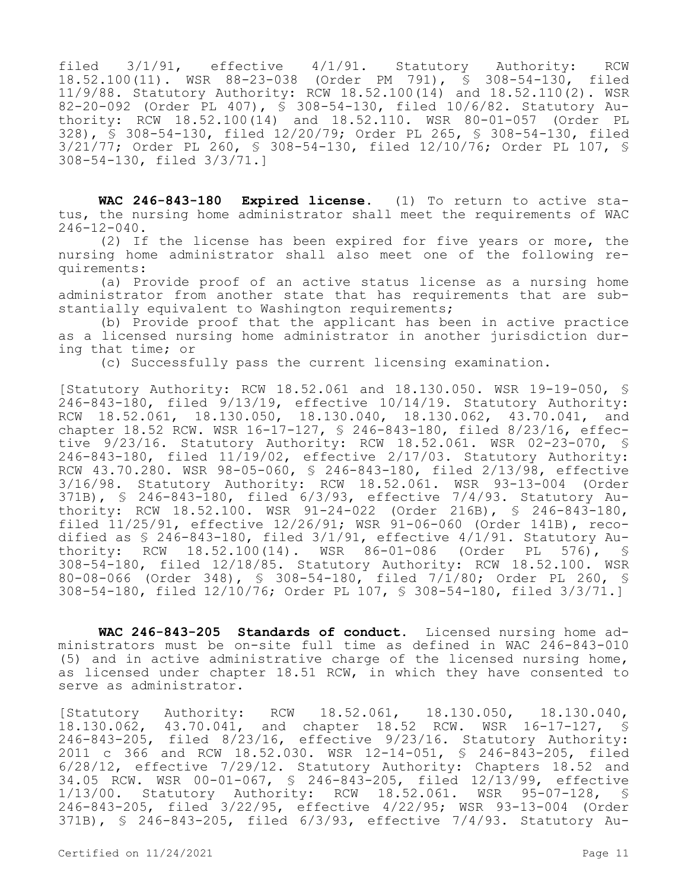filed 3/1/91, effective 4/1/91. Statutory Authority: RCW 18.52.100(11). WSR 88-23-038 (Order PM 791), § 308-54-130, filed 11/9/88. Statutory Authority: RCW 18.52.100(14) and 18.52.110(2). WSR 82-20-092 (Order PL 407), § 308-54-130, filed 10/6/82. Statutory Authority: RCW 18.52.100(14) and 18.52.110. WSR 80-01-057 (Order PL 328), § 308-54-130, filed 12/20/79; Order PL 265, § 308-54-130, filed 3/21/77; Order PL 260, § 308-54-130, filed 12/10/76; Order PL 107, § 308-54-130, filed 3/3/71.]

**WAC 246-843-180 Expired license.** (1) To return to active status, the nursing home administrator shall meet the requirements of WAC 246-12-040.

(2) If the license has been expired for five years or more, the nursing home administrator shall also meet one of the following requirements:

(a) Provide proof of an active status license as a nursing home administrator from another state that has requirements that are substantially equivalent to Washington requirements;

(b) Provide proof that the applicant has been in active practice as a licensed nursing home administrator in another jurisdiction during that time; or

(c) Successfully pass the current licensing examination.

[Statutory Authority: RCW 18.52.061 and 18.130.050. WSR 19-19-050, § 246-843-180, filed 9/13/19, effective 10/14/19. Statutory Authority: RCW 18.52.061, 18.130.050, 18.130.040, 18.130.062, 43.70.041, and chapter 18.52 RCW. WSR 16-17-127, § 246-843-180, filed 8/23/16, effective 9/23/16. Statutory Authority: RCW 18.52.061. WSR 02-23-070, § 246-843-180, filed 11/19/02, effective 2/17/03. Statutory Authority: RCW 43.70.280. WSR 98-05-060, § 246-843-180, filed 2/13/98, effective 3/16/98. Statutory Authority: RCW 18.52.061. WSR 93-13-004 (Order 371B), § 246-843-180, filed 6/3/93, effective 7/4/93. Statutory Authority: RCW 18.52.100. WSR 91-24-022 (Order 216B), § 246-843-180, filed 11/25/91, effective 12/26/91; WSR 91-06-060 (Order 141B), recodified as § 246-843-180, filed 3/1/91, effective 4/1/91. Statutory Authority: RCW 18.52.100(14). WSR 86-01-086 (Order PL 576), § 308-54-180, filed 12/18/85. Statutory Authority: RCW 18.52.100. WSR 80-08-066 (Order 348), § 308-54-180, filed 7/1/80; Order PL 260, § 308-54-180, filed 12/10/76; Order PL 107, § 308-54-180, filed 3/3/71.]

**WAC 246-843-205 Standards of conduct.** Licensed nursing home administrators must be on-site full time as defined in WAC 246-843-010 (5) and in active administrative charge of the licensed nursing home, as licensed under chapter 18.51 RCW, in which they have consented to serve as administrator.

[Statutory Authority: RCW 18.52.061, 18.130.050, 18.130.040, 18.130.062, 43.70.041, and chapter 18.52 RCW. WSR 16-17-127, § 246-843-205, filed 8/23/16, effective 9/23/16. Statutory Authority: 2011 c 366 and RCW 18.52.030. WSR 12-14-051, § 246-843-205, filed 6/28/12, effective 7/29/12. Statutory Authority: Chapters 18.52 and 34.05 RCW. WSR 00-01-067, § 246-843-205, filed 12/13/99, effective 1/13/00. Statutory Authority: RCW 18.52.061. WSR 95-07-128, § 246-843-205, filed 3/22/95, effective 4/22/95; WSR 93-13-004 (Order 371B), § 246-843-205, filed 6/3/93, effective 7/4/93. Statutory Au-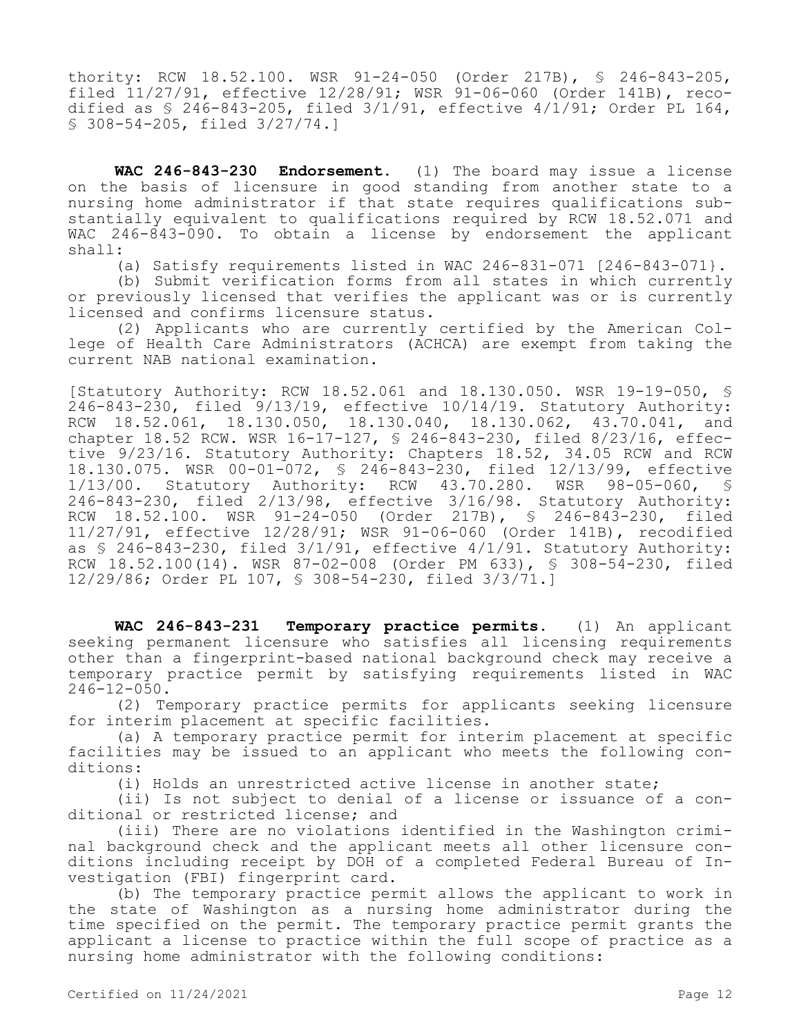thority: RCW 18.52.100. WSR 91-24-050 (Order 217B), § 246-843-205, filed 11/27/91, effective 12/28/91; WSR 91-06-060 (Order 141B), recodified as § 246-843-205, filed 3/1/91, effective 4/1/91; Order PL 164, § 308-54-205, filed 3/27/74.]

**WAC 246-843-230 Endorsement.** (1) The board may issue a license on the basis of licensure in good standing from another state to a nursing home administrator if that state requires qualifications substantially equivalent to qualifications required by RCW 18.52.071 and WAC 246-843-090. To obtain a license by endorsement the applicant shall:

(a) Satisfy requirements listed in WAC 246-831-071 [246-843-071].

(b) Submit verification forms from all states in which currently or previously licensed that verifies the applicant was or is currently licensed and confirms licensure status.

(2) Applicants who are currently certified by the American College of Health Care Administrators (ACHCA) are exempt from taking the current NAB national examination.

[Statutory Authority: RCW 18.52.061 and 18.130.050. WSR 19-19-050, § 246-843-230, filed 9/13/19, effective 10/14/19. Statutory Authority: RCW 18.52.061, 18.130.050, 18.130.040, 18.130.062, 43.70.041, and chapter 18.52 RCW. WSR 16-17-127, § 246-843-230, filed 8/23/16, effective 9/23/16. Statutory Authority: Chapters 18.52, 34.05 RCW and RCW 18.130.075. WSR 00-01-072, § 246-843-230, filed 12/13/99, effective 1/13/00. Statutory Authority: RCW 43.70.280. WSR 98-05-060, § 246-843-230, filed 2/13/98, effective 3/16/98. Statutory Authority: RCW 18.52.100. WSR 91-24-050 (Order 217B), § 246-843-230, filed 11/27/91, effective 12/28/91; WSR 91-06-060 (Order 141B), recodified as § 246-843-230, filed 3/1/91, effective 4/1/91. Statutory Authority: RCW 18.52.100(14). WSR 87-02-008 (Order PM 633), § 308-54-230, filed 12/29/86; Order PL 107, § 308-54-230, filed 3/3/71.]

**WAC 246-843-231 Temporary practice permits.** (1) An applicant seeking permanent licensure who satisfies all licensing requirements other than a fingerprint-based national background check may receive a temporary practice permit by satisfying requirements listed in WAC 246-12-050.

(2) Temporary practice permits for applicants seeking licensure for interim placement at specific facilities.

(a) A temporary practice permit for interim placement at specific facilities may be issued to an applicant who meets the following conditions:

(i) Holds an unrestricted active license in another state;

(ii) Is not subject to denial of a license or issuance of a conditional or restricted license; and

(iii) There are no violations identified in the Washington criminal background check and the applicant meets all other licensure conditions including receipt by DOH of a completed Federal Bureau of Investigation (FBI) fingerprint card.

(b) The temporary practice permit allows the applicant to work in the state of Washington as a nursing home administrator during the time specified on the permit. The temporary practice permit grants the applicant a license to practice within the full scope of practice as a nursing home administrator with the following conditions: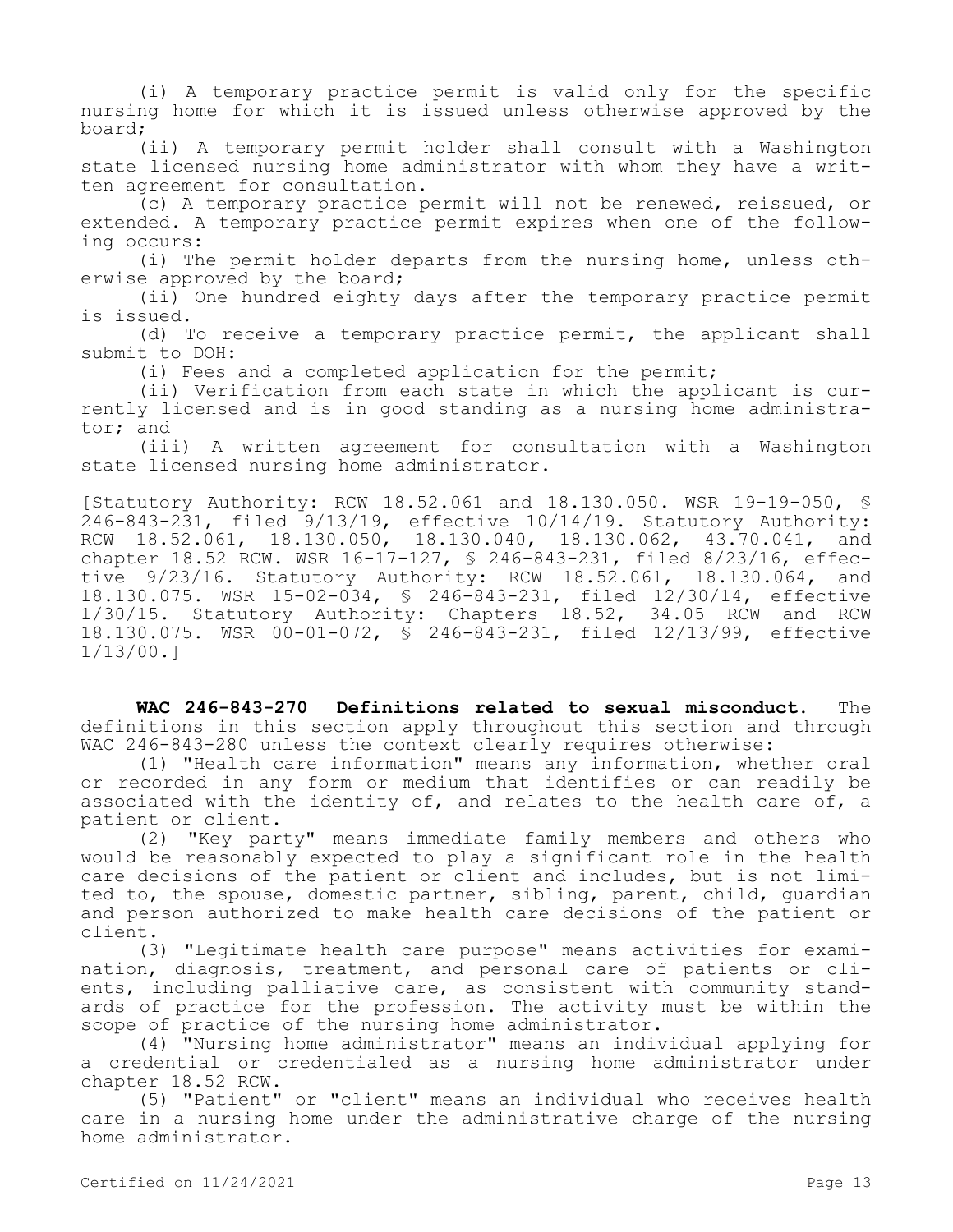(i) A temporary practice permit is valid only for the specific nursing home for which it is issued unless otherwise approved by the board;

(ii) A temporary permit holder shall consult with a Washington state licensed nursing home administrator with whom they have a written agreement for consultation.

(c) A temporary practice permit will not be renewed, reissued, or extended. A temporary practice permit expires when one of the following occurs:

(i) The permit holder departs from the nursing home, unless otherwise approved by the board;

(ii) One hundred eighty days after the temporary practice permit is issued.

(d) To receive a temporary practice permit, the applicant shall submit to DOH:

(i) Fees and a completed application for the permit;

(ii) Verification from each state in which the applicant is currently licensed and is in good standing as a nursing home administrator; and

(iii) A written agreement for consultation with a Washington state licensed nursing home administrator.

[Statutory Authority: RCW 18.52.061 and 18.130.050. WSR 19-19-050, § 246-843-231, filed 9/13/19, effective 10/14/19. Statutory Authority: RCW 18.52.061, 18.130.050, 18.130.040, 18.130.062, 43.70.041, and chapter 18.52 RCW. WSR 16-17-127, § 246-843-231, filed 8/23/16, effective 9/23/16. Statutory Authority: RCW 18.52.061, 18.130.064, and 18.130.075. WSR 15-02-034, § 246-843-231, filed 12/30/14, effective 1/30/15. Statutory Authority: Chapters 18.52, 34.05 RCW and RCW 18.130.075. WSR 00-01-072, § 246-843-231, filed 12/13/99, effective 1/13/00.]

**WAC 246-843-270 Definitions related to sexual misconduct.** The definitions in this section apply throughout this section and through WAC 246-843-280 unless the context clearly requires otherwise:

(1) "Health care information" means any information, whether oral or recorded in any form or medium that identifies or can readily be associated with the identity of, and relates to the health care of, a patient or client.

(2) "Key party" means immediate family members and others who would be reasonably expected to play a significant role in the health care decisions of the patient or client and includes, but is not limited to, the spouse, domestic partner, sibling, parent, child, guardian and person authorized to make health care decisions of the patient or client.

(3) "Legitimate health care purpose" means activities for examination, diagnosis, treatment, and personal care of patients or clients, including palliative care, as consistent with community standards of practice for the profession. The activity must be within the scope of practice of the nursing home administrator.

(4) "Nursing home administrator" means an individual applying for a credential or credentialed as a nursing home administrator under chapter 18.52 RCW.

(5) "Patient" or "client" means an individual who receives health care in a nursing home under the administrative charge of the nursing home administrator.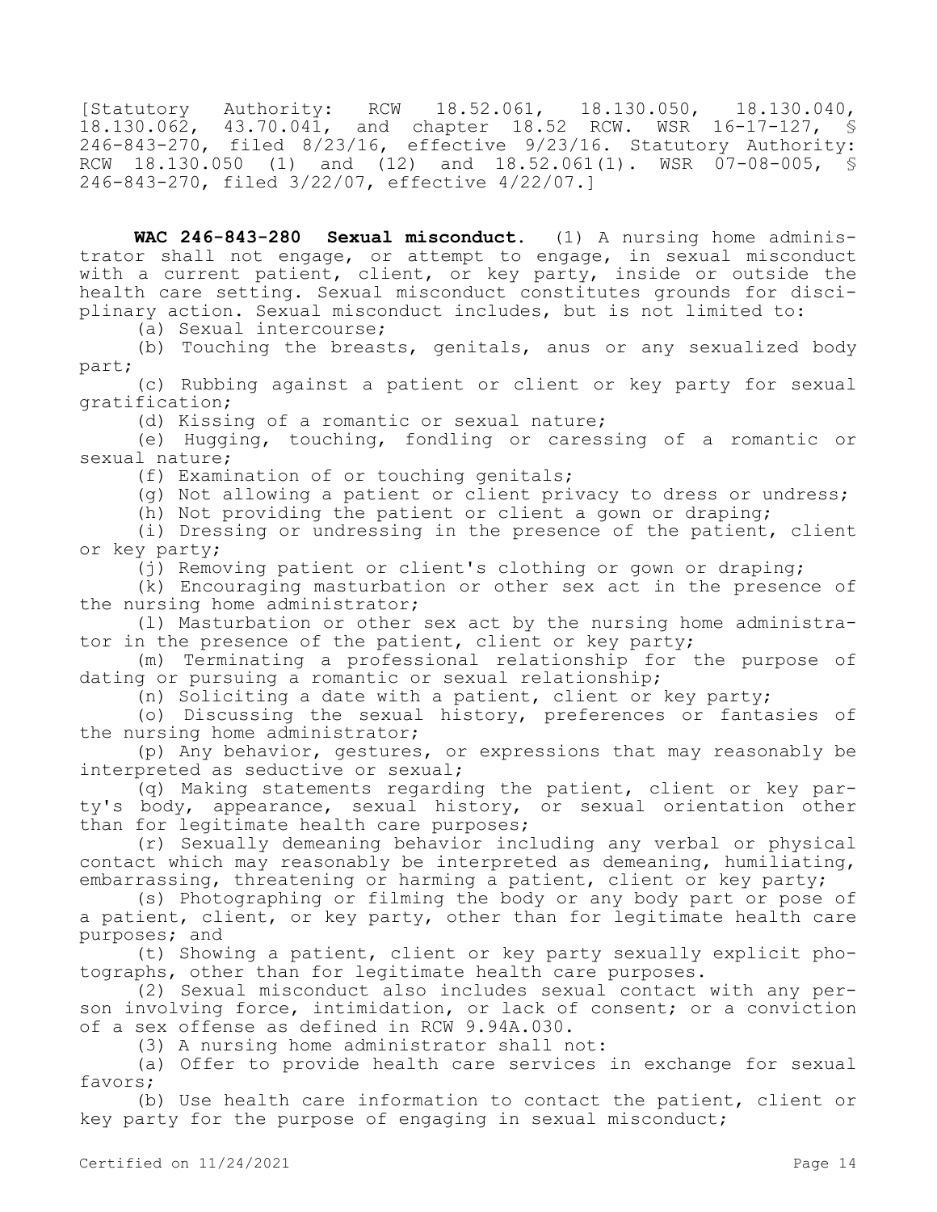[Statutory Authority: RCW 18.52.061, 18.130.050, 18.130.040, 18.130.062, 43.70.041, and chapter 18.52 RCW. WSR 16-17-127, § 246-843-270, filed 8/23/16, effective 9/23/16. Statutory Authority: RCW 18.130.050 (1) and (12) and 18.52.061(1). WSR 07-08-005, § 246-843-270, filed 3/22/07, effective 4/22/07.]

**WAC 246-843-280 Sexual misconduct.** (1) A nursing home administrator shall not engage, or attempt to engage, in sexual misconduct with a current patient, client, or key party, inside or outside the health care setting. Sexual misconduct constitutes grounds for disciplinary action. Sexual misconduct includes, but is not limited to:

(a) Sexual intercourse;

(b) Touching the breasts, genitals, anus or any sexualized body part;

(c) Rubbing against a patient or client or key party for sexual gratification;

(d) Kissing of a romantic or sexual nature;

(e) Hugging, touching, fondling or caressing of a romantic or sexual nature;

(f) Examination of or touching genitals;

(g) Not allowing a patient or client privacy to dress or undress;

(h) Not providing the patient or client a gown or draping;

(i) Dressing or undressing in the presence of the patient, client or key party;

(j) Removing patient or client's clothing or gown or draping;

(k) Encouraging masturbation or other sex act in the presence of the nursing home administrator;

(l) Masturbation or other sex act by the nursing home administrator in the presence of the patient, client or key party;

(m) Terminating a professional relationship for the purpose of dating or pursuing a romantic or sexual relationship;

(n) Soliciting a date with a patient, client or key party;

(o) Discussing the sexual history, preferences or fantasies of the nursing home administrator;

(p) Any behavior, gestures, or expressions that may reasonably be interpreted as seductive or sexual;

(q) Making statements regarding the patient, client or key party's body, appearance, sexual history, or sexual orientation other than for legitimate health care purposes;

(r) Sexually demeaning behavior including any verbal or physical contact which may reasonably be interpreted as demeaning, humiliating, embarrassing, threatening or harming a patient, client or key party;

(s) Photographing or filming the body or any body part or pose of a patient, client, or key party, other than for legitimate health care purposes; and

(t) Showing a patient, client or key party sexually explicit photographs, other than for legitimate health care purposes.

(2) Sexual misconduct also includes sexual contact with any person involving force, intimidation, or lack of consent; or a conviction of a sex offense as defined in RCW 9.94A.030.

(3) A nursing home administrator shall not:

(a) Offer to provide health care services in exchange for sexual favors;

(b) Use health care information to contact the patient, client or key party for the purpose of engaging in sexual misconduct;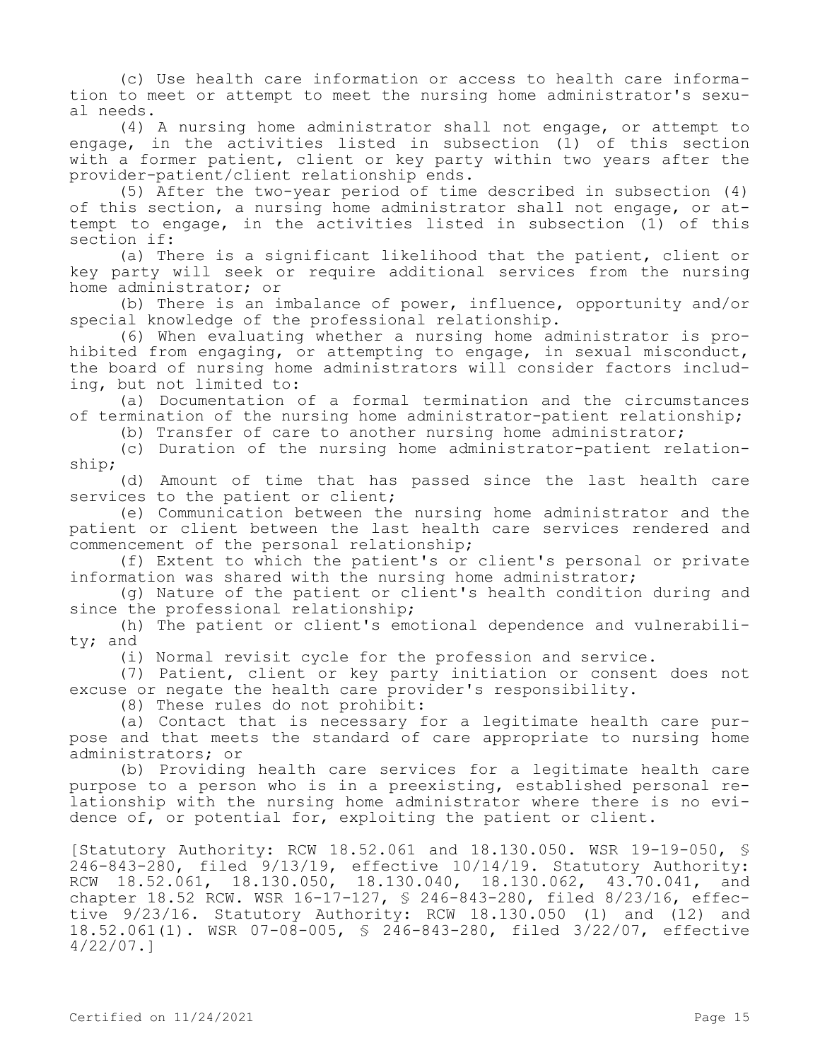(c) Use health care information or access to health care information to meet or attempt to meet the nursing home administrator's sexual needs.

(4) A nursing home administrator shall not engage, or attempt to engage, in the activities listed in subsection (1) of this section with a former patient, client or key party within two years after the provider-patient/client relationship ends.

(5) After the two-year period of time described in subsection (4) of this section, a nursing home administrator shall not engage, or attempt to engage, in the activities listed in subsection (1) of this section if:

(a) There is a significant likelihood that the patient, client or key party will seek or require additional services from the nursing home administrator; or

(b) There is an imbalance of power, influence, opportunity and/or special knowledge of the professional relationship.

(6) When evaluating whether a nursing home administrator is prohibited from engaging, or attempting to engage, in sexual misconduct, the board of nursing home administrators will consider factors including, but not limited to:

(a) Documentation of a formal termination and the circumstances of termination of the nursing home administrator-patient relationship;

(b) Transfer of care to another nursing home administrator;

(c) Duration of the nursing home administrator-patient relationship;

(d) Amount of time that has passed since the last health care services to the patient or client;

(e) Communication between the nursing home administrator and the patient or client between the last health care services rendered and commencement of the personal relationship;

(f) Extent to which the patient's or client's personal or private information was shared with the nursing home administrator;

(g) Nature of the patient or client's health condition during and since the professional relationship;

(h) The patient or client's emotional dependence and vulnerability; and

(i) Normal revisit cycle for the profession and service.

(7) Patient, client or key party initiation or consent does not excuse or negate the health care provider's responsibility.

(8) These rules do not prohibit:

(a) Contact that is necessary for a legitimate health care purpose and that meets the standard of care appropriate to nursing home administrators; or

(b) Providing health care services for a legitimate health care purpose to a person who is in a preexisting, established personal relationship with the nursing home administrator where there is no evidence of, or potential for, exploiting the patient or client.

[Statutory Authority: RCW 18.52.061 and 18.130.050. WSR 19-19-050, § 246-843-280, filed 9/13/19, effective 10/14/19. Statutory Authority: RCW 18.52.061, 18.130.050, 18.130.040, 18.130.062, 43.70.041, and chapter 18.52 RCW. WSR 16-17-127, § 246-843-280, filed 8/23/16, effective 9/23/16. Statutory Authority: RCW 18.130.050 (1) and (12) and 18.52.061(1). WSR 07-08-005, § 246-843-280, filed 3/22/07, effective 4/22/07.]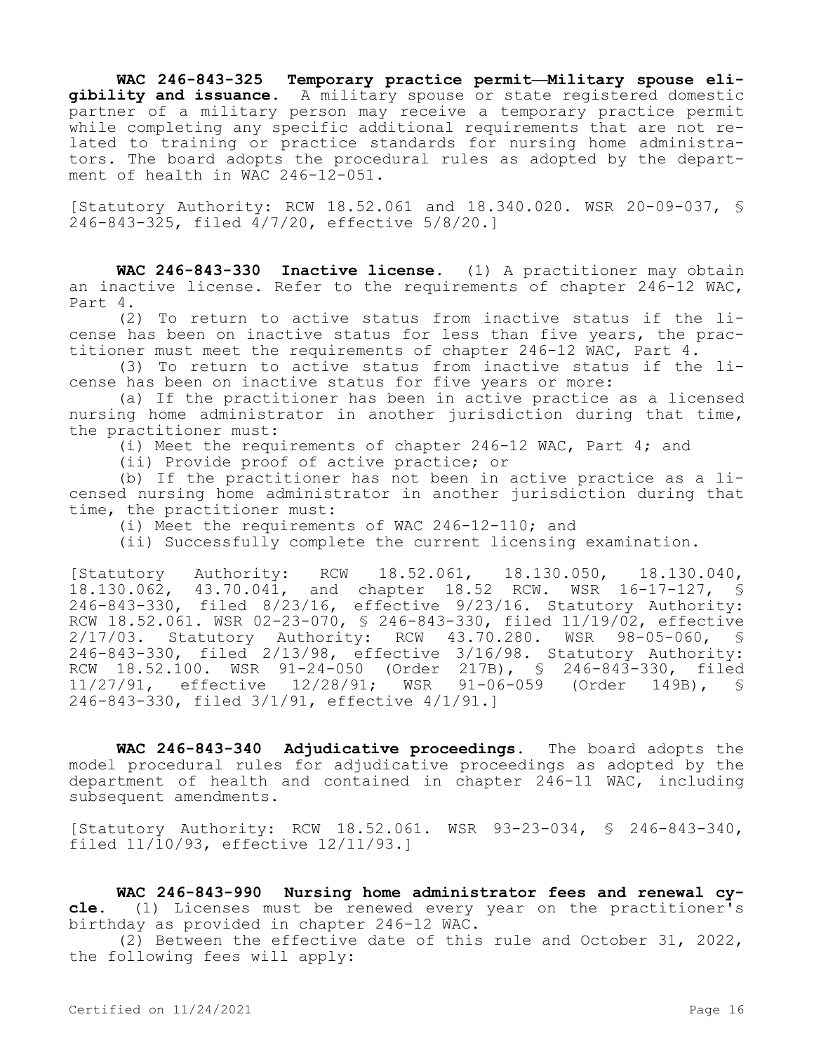**WAC 246-843-325 Temporary practice permit—Military spouse eligibility and issuance.** A military spouse or state registered domestic partner of a military person may receive a temporary practice permit while completing any specific additional requirements that are not related to training or practice standards for nursing home administrators. The board adopts the procedural rules as adopted by the department of health in WAC 246-12-051.

[Statutory Authority: RCW 18.52.061 and 18.340.020. WSR 20-09-037, § 246-843-325, filed 4/7/20, effective 5/8/20.]

**WAC 246-843-330 Inactive license.** (1) A practitioner may obtain an inactive license. Refer to the requirements of chapter 246-12 WAC, Part 4.

(2) To return to active status from inactive status if the license has been on inactive status for less than five years, the practitioner must meet the requirements of chapter 246-12 WAC, Part 4.

(3) To return to active status from inactive status if the license has been on inactive status for five years or more:

(a) If the practitioner has been in active practice as a licensed nursing home administrator in another jurisdiction during that time, the practitioner must:

(i) Meet the requirements of chapter 246-12 WAC, Part 4; and

(ii) Provide proof of active practice; or

(b) If the practitioner has not been in active practice as a licensed nursing home administrator in another jurisdiction during that time, the practitioner must:

(i) Meet the requirements of WAC 246-12-110; and

(ii) Successfully complete the current licensing examination.

[Statutory Authority: RCW 18.52.061, 18.130.050, 18.130.040, 18.130.062, 43.70.041, and chapter 18.52 RCW. WSR 16-17-127, § 246-843-330, filed 8/23/16, effective 9/23/16. Statutory Authority: RCW 18.52.061. WSR 02-23-070, § 246-843-330, filed 11/19/02, effective 2/17/03. Statutory Authority: RCW 43.70.280. WSR 98-05-060, § 246-843-330, filed 2/13/98, effective 3/16/98. Statutory Authority: RCW 18.52.100. WSR 91-24-050 (Order 217B), § 246-843-330, filed 11/27/91, effective 12/28/91; WSR 91-06-059 (Order 149B), § 246-843-330, filed 3/1/91, effective 4/1/91.]

**WAC 246-843-340 Adjudicative proceedings.** The board adopts the model procedural rules for adjudicative proceedings as adopted by the department of health and contained in chapter 246-11 WAC, including subsequent amendments.

[Statutory Authority: RCW 18.52.061. WSR 93-23-034, § 246-843-340, filed 11/10/93, effective 12/11/93.]

**WAC 246-843-990 Nursing home administrator fees and renewal cycle.** (1) Licenses must be renewed every year on the practitioner's birthday as provided in chapter 246-12 WAC.

(2) Between the effective date of this rule and October 31, 2022, the following fees will apply: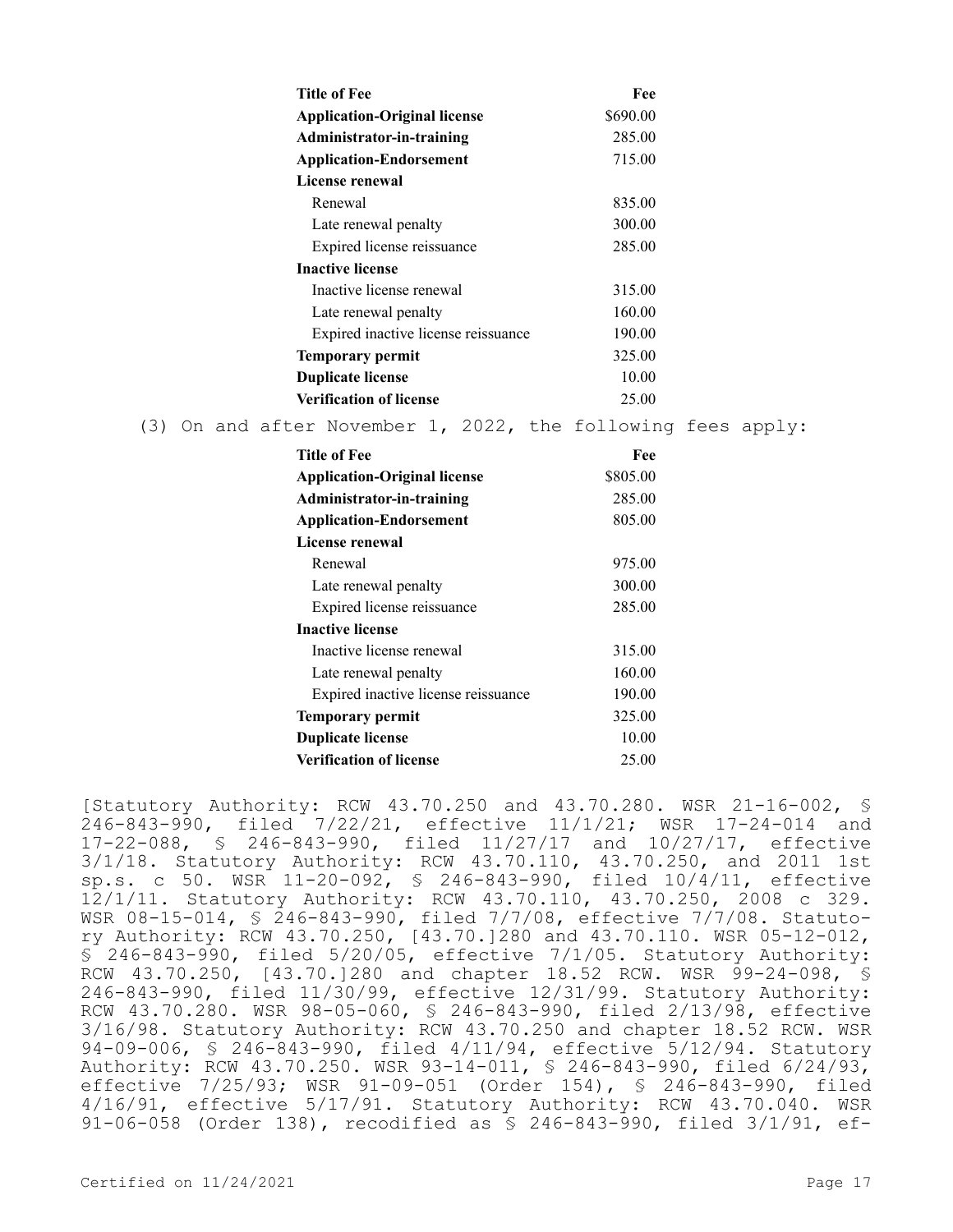| Title of Fee | Fee |
| --- | --- |
| **Application-Original license** | $690.00 |
| **Administrator-in-training** | 285.00 |
| **Application-Endorsement** | 715.00 |
| **License renewal** | |
| Renewal | 835.00 |
| Late renewal penalty | 300.00 |
| Expired license reissuance | 285.00 |
| **Inactive license** | |
| Inactive license renewal | 315.00 |
| Late renewal penalty | 160.00 |
| Expired inactive license reissuance | 190.00 |
| **Temporary permit** | 325.00 |
| **Duplicate license** | 10.00 |
| **Verification of license** | 25.00 |

(3) On and after November 1, 2022, the following fees apply:

| Title of Fee | Fee |
| --- | --- |
| **Application-Original license** | $805.00 |
| **Administrator-in-training** | 285.00 |
| **Application-Endorsement** | 805.00 |
| **License renewal** | |
| Renewal | 975.00 |
| Late renewal penalty | 300.00 |
| Expired license reissuance | 285.00 |
| **Inactive license** | |
| Inactive license renewal | 315.00 |
| Late renewal penalty | 160.00 |
| Expired inactive license reissuance | 190.00 |
| **Temporary permit** | 325.00 |
| **Duplicate license** | 10.00 |
| **Verification of license** | 25.00 |

[Statutory Authority: RCW 43.70.250 and 43.70.280. WSR 21-16-002, § 246-843-990, filed 7/22/21, effective 11/1/21; WSR 17-24-014 and 17-22-088, § 246-843-990, filed 11/27/17 and 10/27/17, effective 3/1/18. Statutory Authority: RCW 43.70.110, 43.70.250, and 2011 1st sp.s. c 50. WSR 11-20-092, § 246-843-990, filed 10/4/11, effective 12/1/11. Statutory Authority: RCW 43.70.110, 43.70.250, 2008 c 329. WSR 08-15-014, § 246-843-990, filed 7/7/08, effective 7/7/08. Statutory Authority: RCW 43.70.250, [43.70.]280 and 43.70.110. WSR 05-12-012, § 246-843-990, filed 5/20/05, effective 7/1/05. Statutory Authority: RCW 43.70.250, [43.70.]280 and chapter 18.52 RCW. WSR 99-24-098, § 246-843-990, filed 11/30/99, effective 12/31/99. Statutory Authority: RCW 43.70.280. WSR 98-05-060, § 246-843-990, filed 2/13/98, effective 3/16/98. Statutory Authority: RCW 43.70.250 and chapter 18.52 RCW. WSR 94-09-006, § 246-843-990, filed 4/11/94, effective 5/12/94. Statutory Authority: RCW 43.70.250. WSR 93-14-011, § 246-843-990, filed 6/24/93, effective 7/25/93; WSR 91-09-051 (Order 154), § 246-843-990, filed 4/16/91, effective 5/17/91. Statutory Authority: RCW 43.70.040. WSR 91-06-058 (Order 138), recodified as § 246-843-990, filed 3/1/91, ef-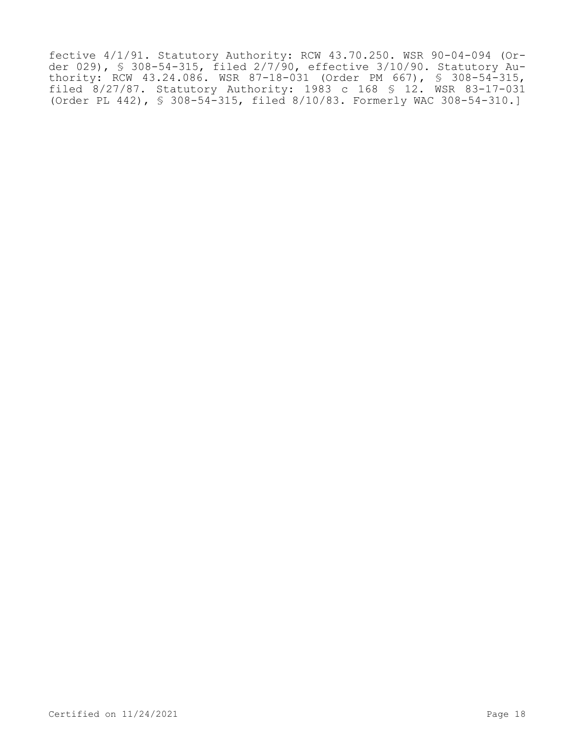fective 4/1/91. Statutory Authority: RCW 43.70.250. WSR 90-04-094 (Order 029), § 308-54-315, filed 2/7/90, effective 3/10/90. Statutory Authority: RCW 43.24.086. WSR 87-18-031 (Order PM 667), § 308-54-315, filed 8/27/87. Statutory Authority: 1983 c 168 § 12. WSR 83-17-031 (Order PL 442), § 308-54-315, filed 8/10/83. Formerly WAC 308-54-310.]